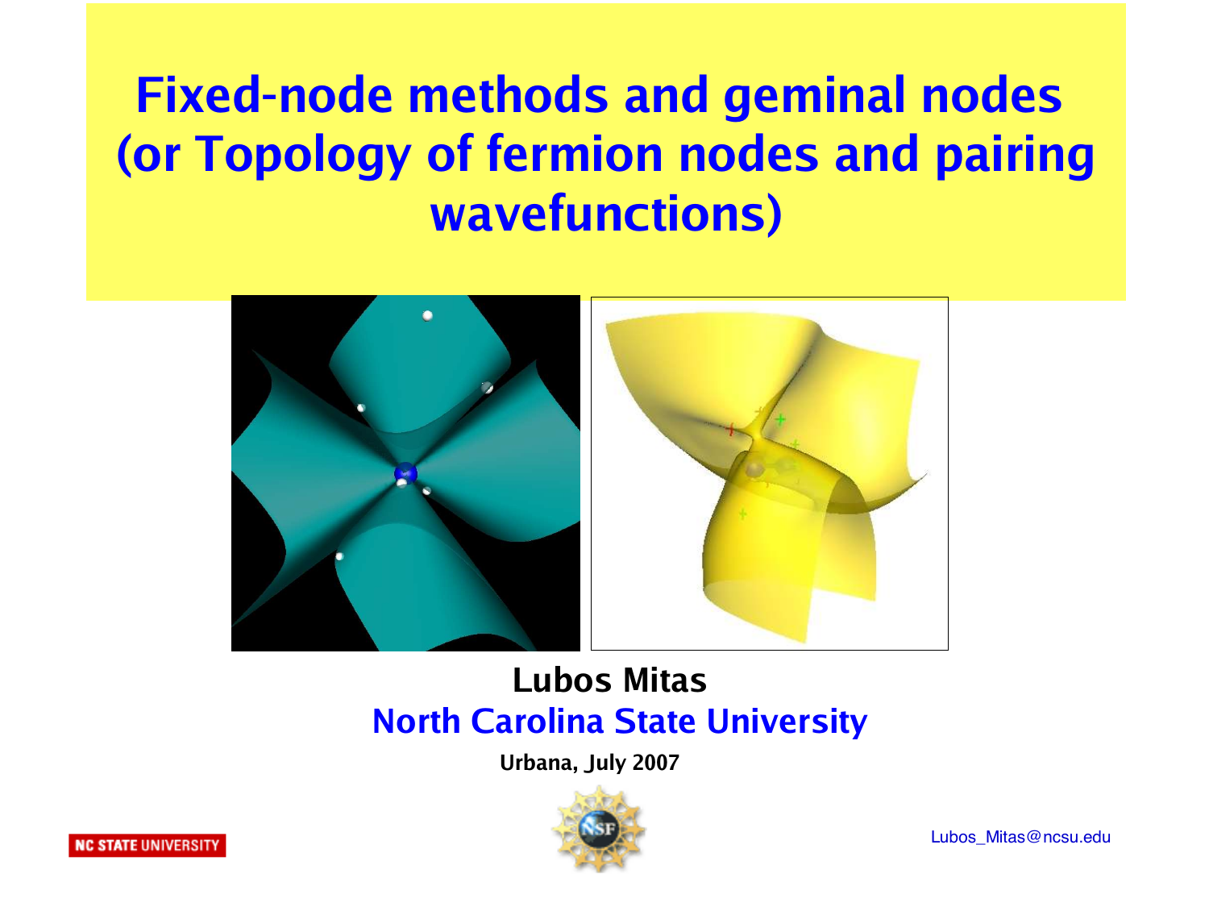# Fixed-node methods and geminal nodes (or Topology of fermion nodes and pairing wavefunctions)

**Lubos Mitas**

**North Carolina State University**

**Urbana, July 2007**

NC STATE UNIVERSITY

Lubos_Mitas@ncsu.edu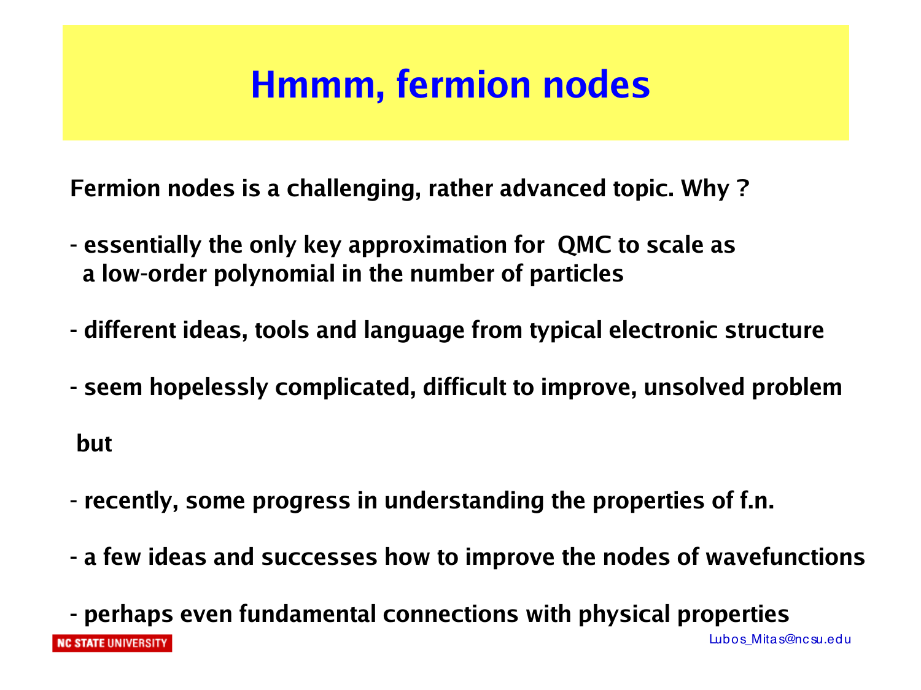# Hmmm, fermion nodes

**Fermion nodes is a challenging, rather advanced topic. Why ?**

- **essentially the only key approximation for QMC to scale as a low-order polynomial in the number of particles**

- **different ideas, tools and language from typical electronic structure**

- **seem hopelessly complicated, difficult to improve, unsolved problem**

**but**

- **recently, some progress in understanding the properties of f.n.**

- **a few ideas and successes how to improve the nodes of wavefunctions**

- **perhaps even fundamental connections with physical properties**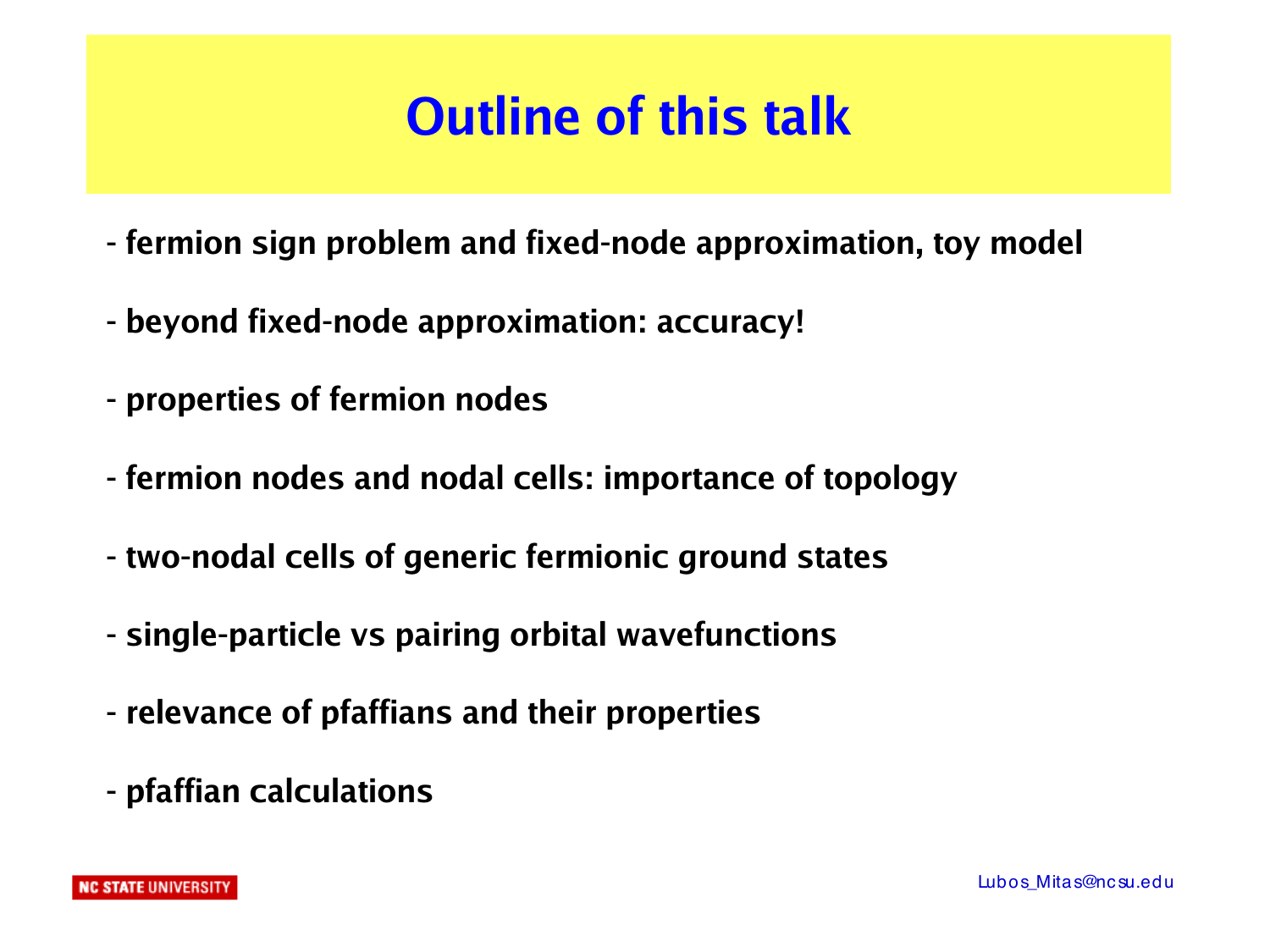# Outline of this talk

- fermion sign problem and fixed-node approximation, toy model
- beyond fixed-node approximation: accuracy!
- properties of fermion nodes
- fermion nodes and nodal cells: importance of topology
- two-nodal cells of generic fermionic ground states
- single-particle vs pairing orbital wavefunctions
- relevance of pfaffians and their properties
- pfaffian calculations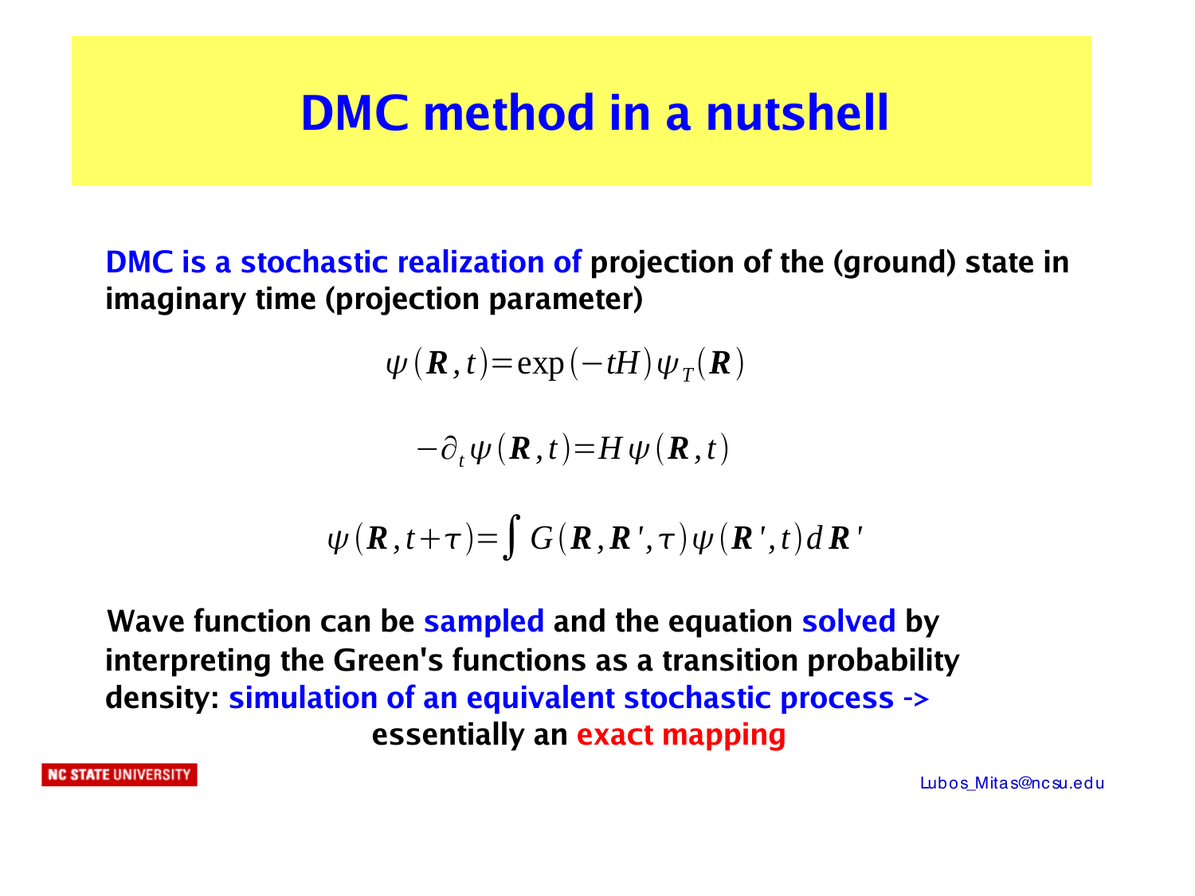# DMC method in a nutshell

**DMC is a stochastic realization of projection of the (ground) state in imaginary time (projection parameter)**

$$\psi(\boldsymbol{R},t) = \exp(-tH)\,\psi_T(\boldsymbol{R})$$

$$-\partial_t \psi(\boldsymbol{R},t) = H\,\psi(\boldsymbol{R},t)$$

$$\psi(\boldsymbol{R},t+\tau) = \int G(\boldsymbol{R},\boldsymbol{R}',\tau)\,\psi(\boldsymbol{R}',t)\,d\boldsymbol{R}'$$

**Wave function can be sampled and the equation solved by interpreting the Green's functions as a transition probability density: simulation of an equivalent stochastic process -> essentially an exact mapping**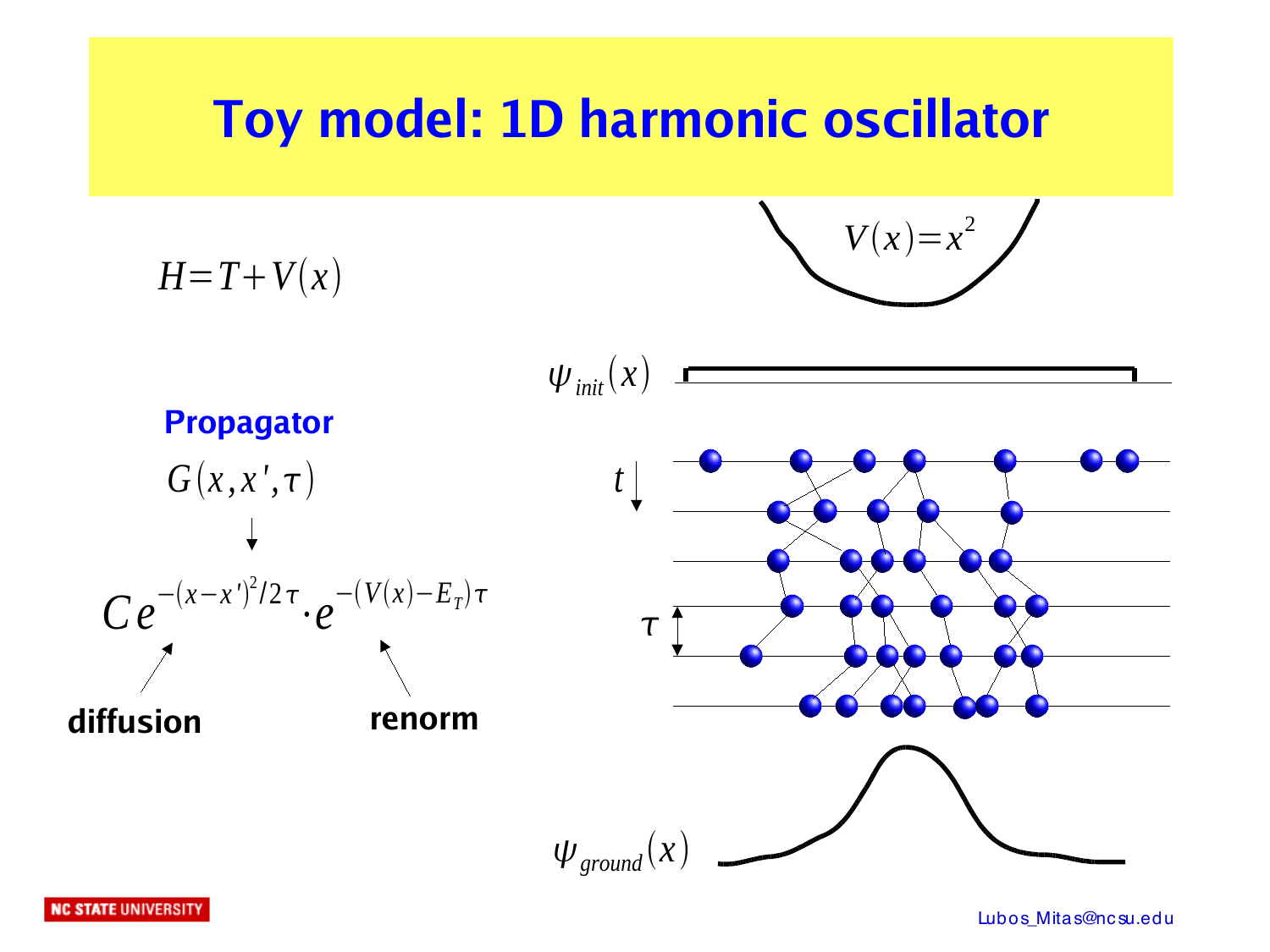# Toy model: 1D harmonic oscillator

$$H = T + V(x)$$

$$V(x) = x^2$$

## Propagator

$$G(x, x', \tau)$$

$$\downarrow$$

$$C e^{-(x-x')^2/2\tau} \cdot e^{-(V(x)-E_T)\tau}$$

**diffusion** **renorm**

$\psi_{init}(x)$

$t$

$\tau$

$\psi_{ground}(x)$

Lubos_Mitas@ncsu.edu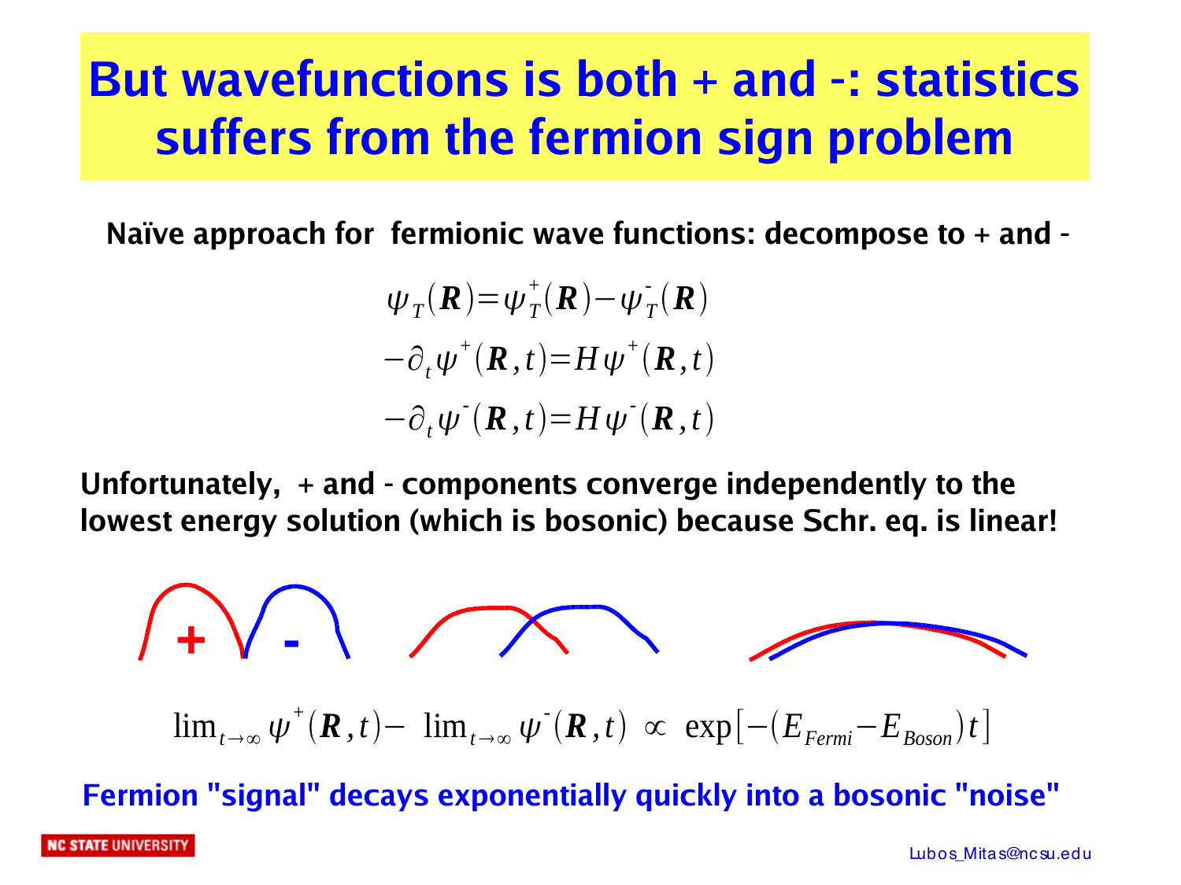# But wavefunctions is both + and -: statistics suffers from the fermion sign problem

**Naïve approach for fermionic wave functions: decompose to + and -**

$$\psi_T(\boldsymbol{R}) = \psi_T^+(\boldsymbol{R}) - \psi_T^-(\boldsymbol{R})$$

$$-\partial_t \psi^+(\boldsymbol{R}, t) = H \psi^+(\boldsymbol{R}, t)$$

$$-\partial_t \psi^-(\boldsymbol{R}, t) = H \psi^-(\boldsymbol{R}, t)$$

**Unfortunately, + and - components converge independently to the lowest energy solution (which is bosonic) because Schr. eq. is linear!**

$$\lim_{t\to\infty} \psi^+(\boldsymbol{R}, t) - \lim_{t\to\infty} \psi^-(\boldsymbol{R}, t) \propto \exp[-(E_{Fermi} - E_{Boson})t]$$

**Fermion "signal" decays exponentially quickly into a bosonic "noise"**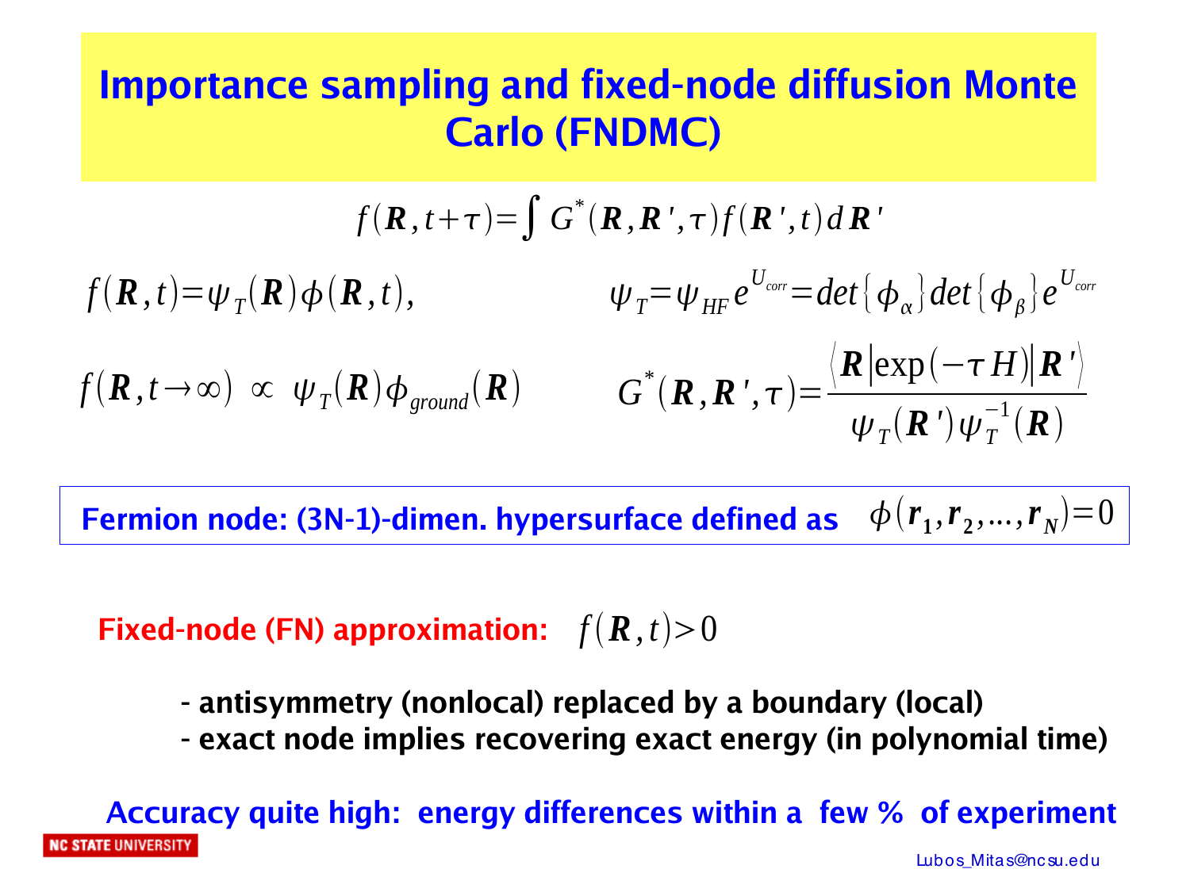# Importance sampling and fixed-node diffusion Monte Carlo (FNDMC)

$$f(\boldsymbol{R},t+\tau)=\int G^{*}(\boldsymbol{R},\boldsymbol{R}',\tau)f(\boldsymbol{R}',t)\,d\boldsymbol{R}'$$

$$f(\boldsymbol{R},t)=\psi_T(\boldsymbol{R})\phi(\boldsymbol{R},t), \qquad \psi_T=\psi_{HF}e^{U_{corr}}=det\{\phi_\alpha\}det\{\phi_\beta\}e^{U_{corr}}$$

$$f(\boldsymbol{R},t\rightarrow\infty)\;\propto\;\psi_T(\boldsymbol{R})\phi_{ground}(\boldsymbol{R}) \qquad G^{*}(\boldsymbol{R},\boldsymbol{R}',\tau)=\frac{\langle\boldsymbol{R}|\exp(-\tau H)|\boldsymbol{R}'\rangle}{\psi_T(\boldsymbol{R}')\psi_T^{-1}(\boldsymbol{R})}$$

**Fermion node: (3N-1)-dimen. hypersurface defined as** $\phi(\boldsymbol{r}_1,\boldsymbol{r}_2,\ldots,\boldsymbol{r}_N)=0$

**Fixed-node (FN) approximation:** $f(\boldsymbol{R},t)>0$

- **antisymmetry (nonlocal) replaced by a boundary (local)**
- **exact node implies recovering exact energy (in polynomial time)**

**Accuracy quite high: energy differences within a few % of experiment**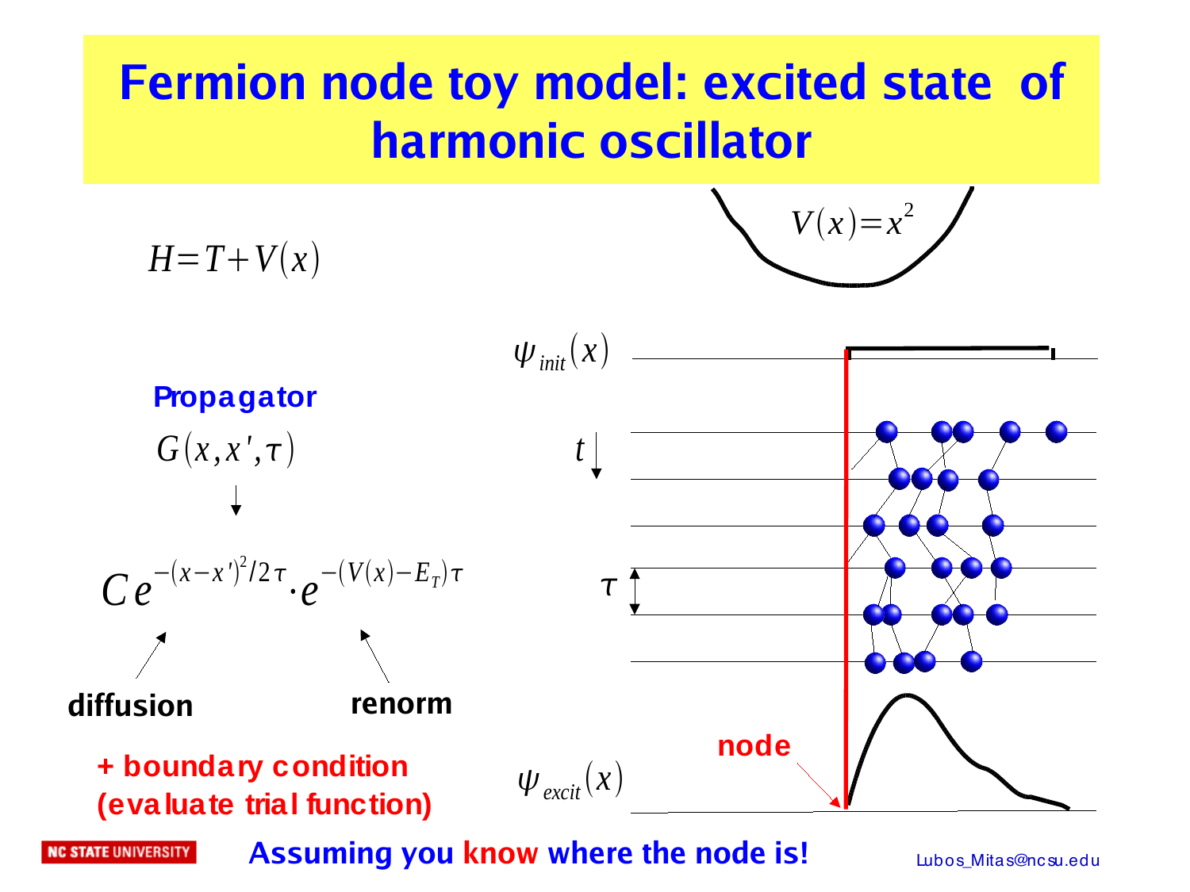# Fermion node toy model: excited state of harmonic oscillator

$$H = T + V(x)$$

$$V(x) = x^2$$

**Propagator**

$$G(x, x', \tau)$$

$$\downarrow$$

$$C e^{-(x-x')^2/2\tau} \cdot e^{-(V(x)-E_T)\tau}$$

**diffusion** **renorm**

**+ boundary condition (evaluate trial function)**

$\psi_{init}(x)$

$t$

$\tau$

**node**

$\psi_{excit}(x)$

**Assuming you know where the node is!**

Lubos_Mitas@ncsu.edu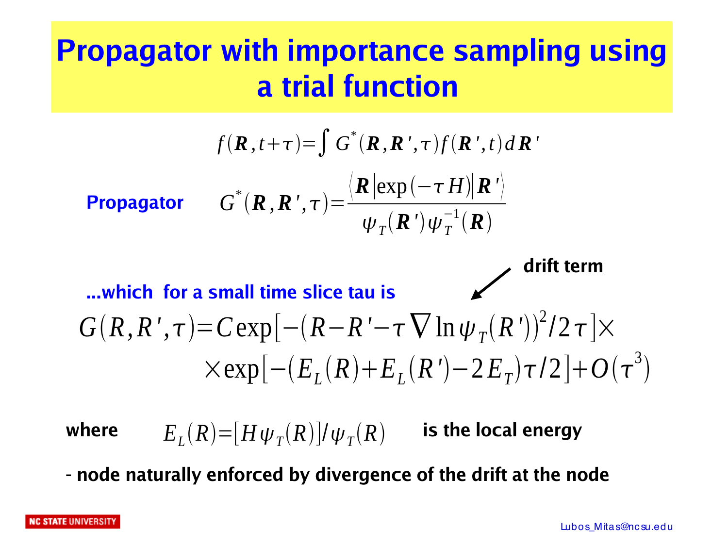# Propagator with importance sampling using a trial function

$$f(\boldsymbol{R}, t+\tau) = \int G^*(\boldsymbol{R}, \boldsymbol{R}', \tau) f(\boldsymbol{R}', t) \, d\boldsymbol{R}'$$

**Propagator**

$$G^*(\boldsymbol{R}, \boldsymbol{R}', \tau) = \frac{\langle \boldsymbol{R} | \exp(-\tau H) | \boldsymbol{R}' \rangle}{\psi_T(\boldsymbol{R}') \psi_T^{-1}(\boldsymbol{R})}$$

**...which for a small time slice tau is**

**drift term**

$$G(R, R', \tau) = C \exp[-(R - R' - \tau \nabla \ln \psi_T(R'))^2 / 2\tau] \times$$
$$\times \exp[-(E_L(R) + E_L(R') - 2E_T)\tau/2] + O(\tau^3)$$

**where** $E_L(R) = [H\psi_T(R)]/\psi_T(R)$ **is the local energy**

- **node naturally enforced by divergence of the drift at the node**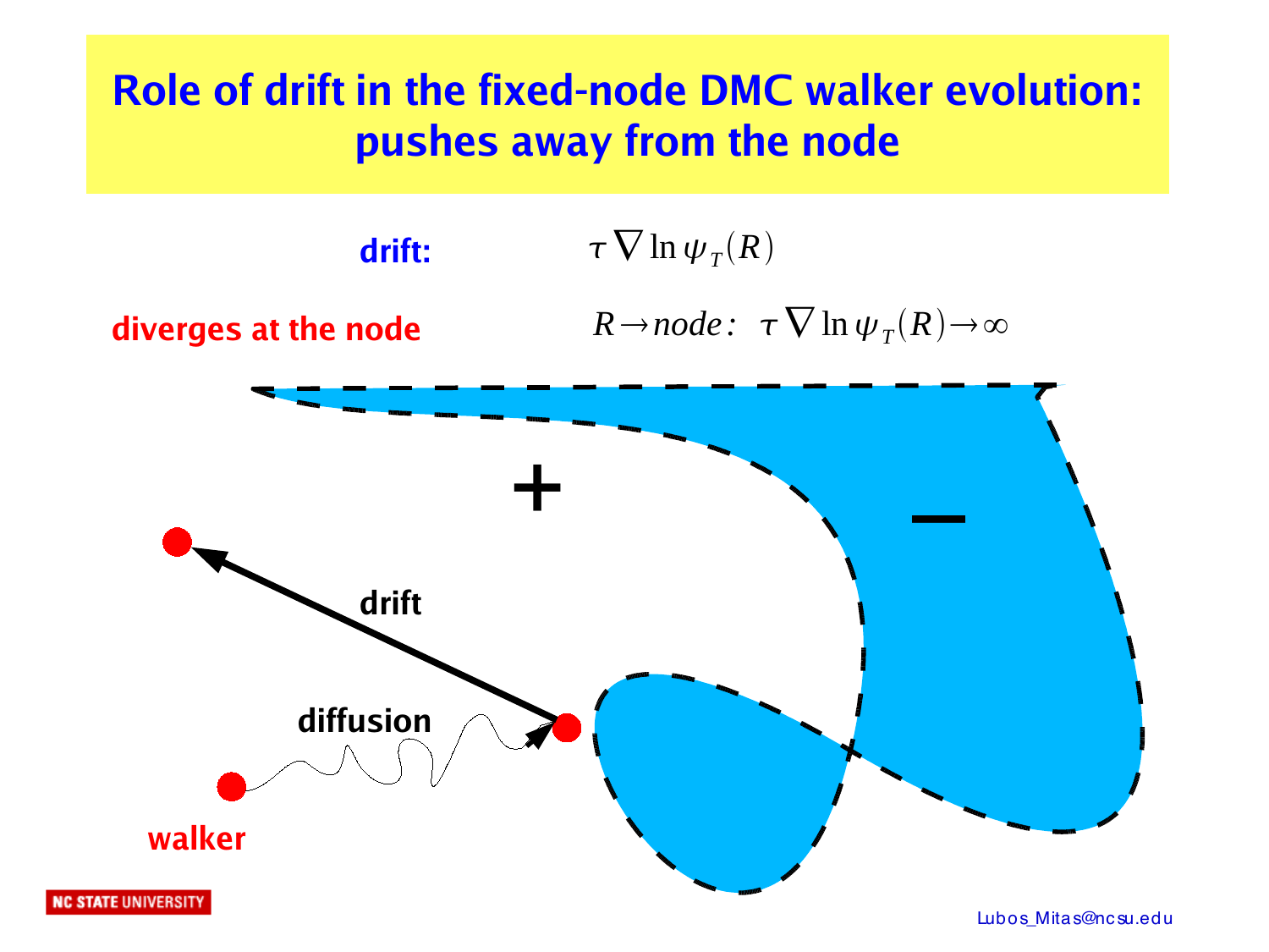# Role of drift in the fixed-node DMC walker evolution: pushes away from the node

**drift:** $\tau \nabla \ln \psi_T(R)$

**diverges at the node** $R \rightarrow node: \;\; \tau \nabla \ln \psi_T(R) \rightarrow \infty$

+

−

drift

diffusion

walker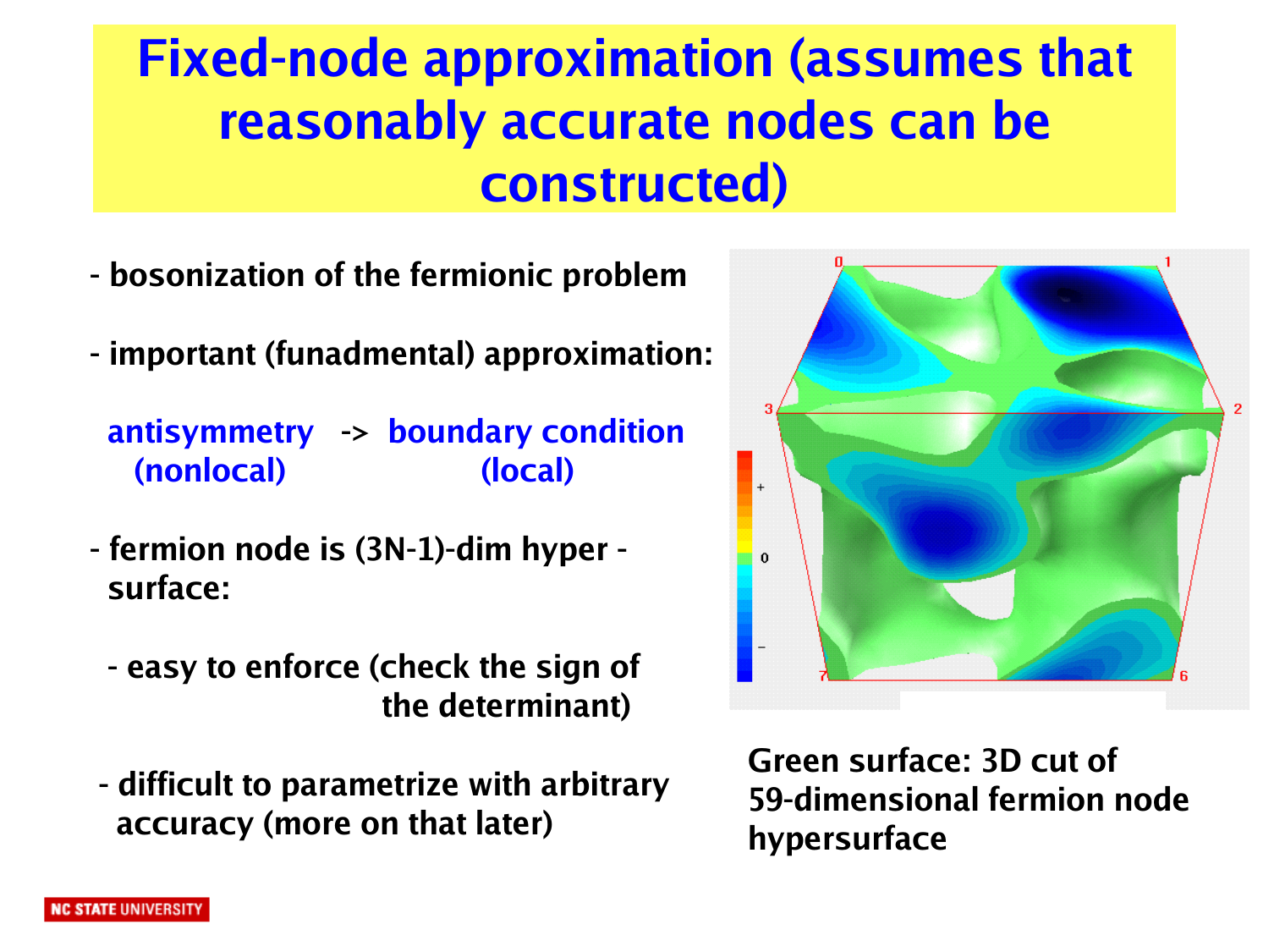# Fixed-node approximation (assumes that reasonably accurate nodes can be constructed)

- bosonization of the fermionic problem

- important (funadmental) approximation:

  antisymmetry (nonlocal) -> boundary condition (local)

- fermion node is (3N-1)-dim hyper - surface:

  - easy to enforce (check the sign of the determinant)

  - difficult to parametrize with arbitrary accuracy (more on that later)

Green surface: 3D cut of 59-dimensional fermion node hypersurface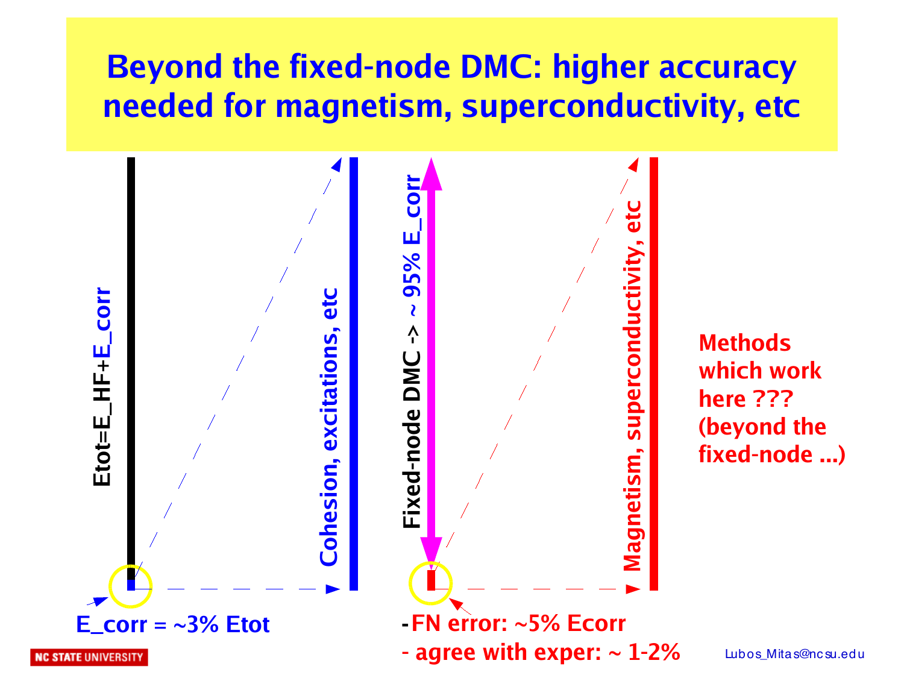# Beyond the fixed-node DMC: higher accuracy needed for magnetism, superconductivity, etc

Etot=E_HF+E_corr

Cohesion, excitations, etc

Fixed-node DMC -> ~ 95% E_corr

Magnetism, superconductivity, etc

Methods which work here ??? (beyond the fixed-node ...)

E_corr = ~3% Etot

- FN error: ~5% Ecorr
- agree with exper: ~ 1-2%

Lubos_Mitas@ncsu.edu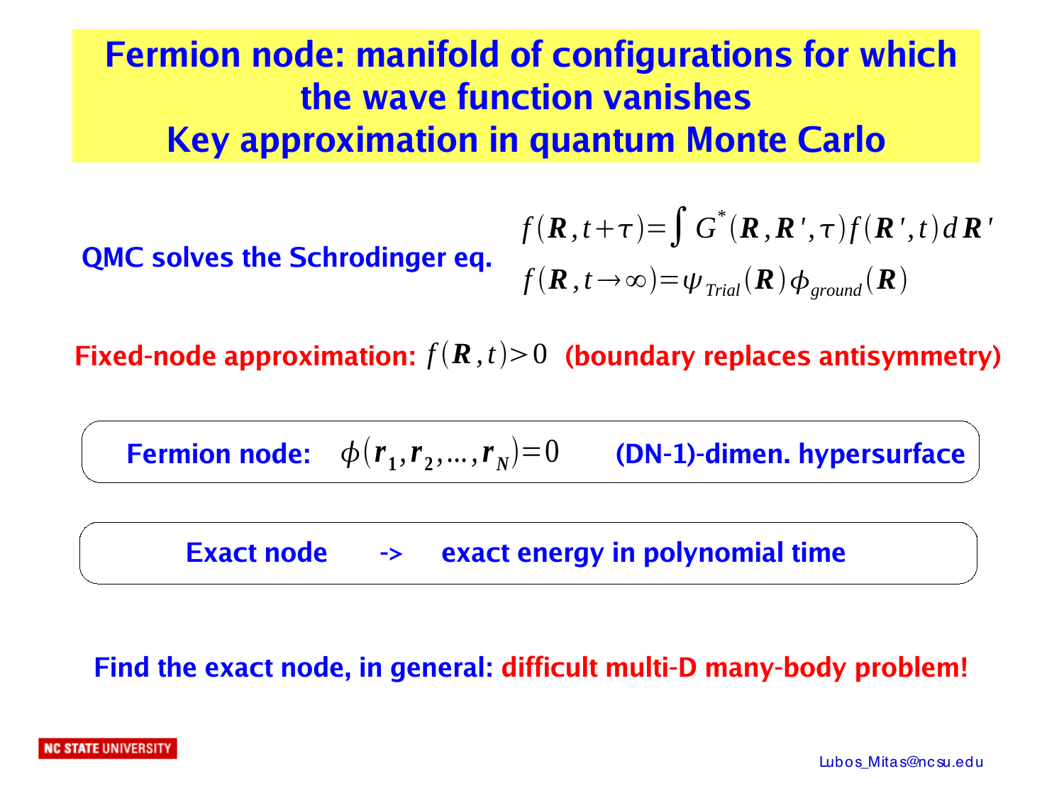# Fermion node: manifold of configurations for which the wave function vanishes
# Key approximation in quantum Monte Carlo

**QMC solves the Schrodinger eq.**

$$f(\mathbf{R}, t+\tau) = \int G^*(\mathbf{R}, \mathbf{R}', \tau) f(\mathbf{R}', t) \, d\mathbf{R}'$$

$$f(\mathbf{R}, t \rightarrow \infty) = \psi_{Trial}(\mathbf{R}) \phi_{ground}(\mathbf{R})$$

**Fixed-node approximation:** $f(\mathbf{R}, t) > 0$ **(boundary replaces antisymmetry)**

**Fermion node:** $\phi(\mathbf{r}_1, \mathbf{r}_2, \ldots, \mathbf{r}_N) = 0$ **(DN-1)-dimen. hypersurface**

**Exact node -> exact energy in polynomial time**

**Find the exact node, in general: difficult multi-D many-body problem!**

Lubos_Mitas@ncsu.edu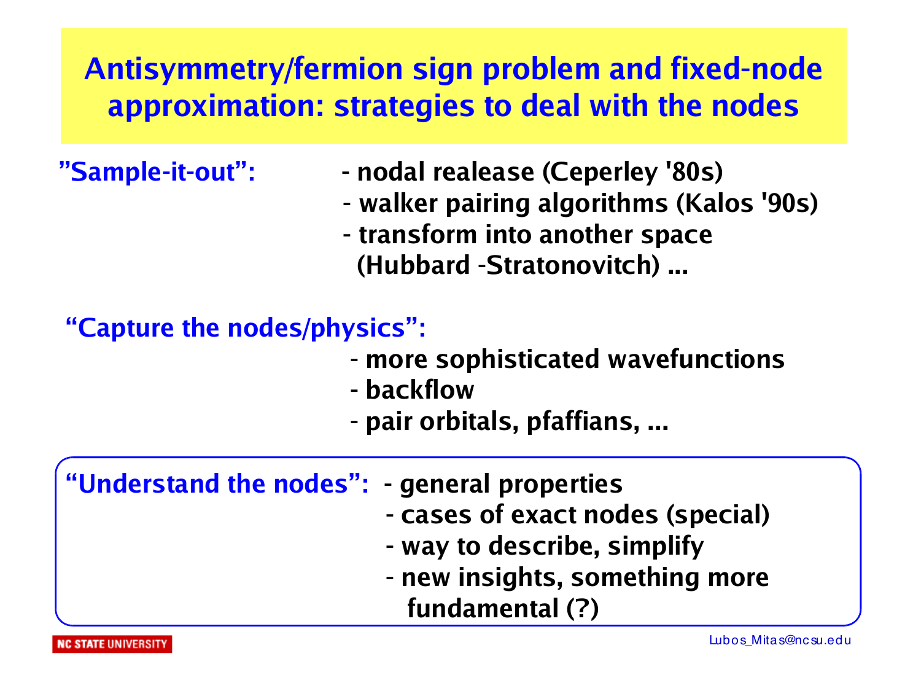# Antisymmetry/fermion sign problem and fixed-node approximation: strategies to deal with the nodes

**"Sample-it-out":**

- nodal realease (Ceperley '80s)
- walker pairing algorithms (Kalos '90s)
- transform into another space (Hubbard -Stratonovitch) ...

**"Capture the nodes/physics":**

- more sophisticated wavefunctions
- backflow
- pair orbitals, pfaffians, ...

**"Understand the nodes":**

- general properties
- cases of exact nodes (special)
- way to describe, simplify
- new insights, something more fundamental (?)

Lubos_Mitas@ncsu.edu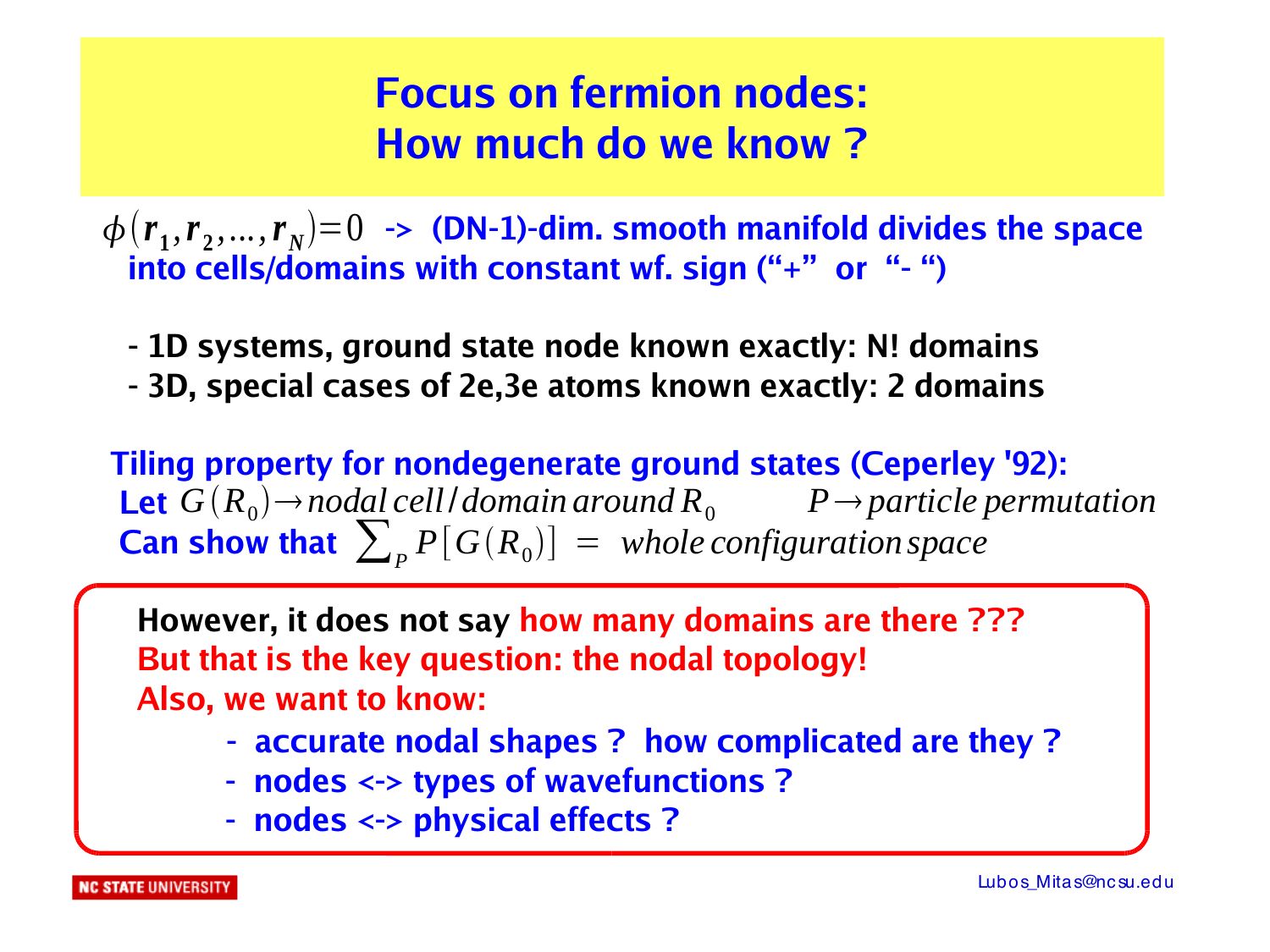# Focus on fermion nodes: How much do we know ?

$\phi(\mathbf{r}_1, \mathbf{r}_2, ..., \mathbf{r}_N) = 0$ **-> (DN-1)-dim. smooth manifold divides the space into cells/domains with constant wf. sign ("+" or "- ")**

- **1D systems, ground state node known exactly: N! domains**
- **3D, special cases of 2e,3e atoms known exactly: 2 domains**

**Tiling property for nondegenerate ground states (Ceperley '92):**

**Let** $G(R_0) \rightarrow \textit{nodal cell/domain around } R_0$ $\quad P \rightarrow \textit{particle permutation}$

**Can show that** $\sum_P P[G(R_0)] = \textit{whole configuration space}$

**However, it does not say how many domains are there ???**
**But that is the key question: the nodal topology!**
**Also, we want to know:**

- **accurate nodal shapes ? how complicated are they ?**
- **nodes <-> types of wavefunctions ?**
- **nodes <-> physical effects ?**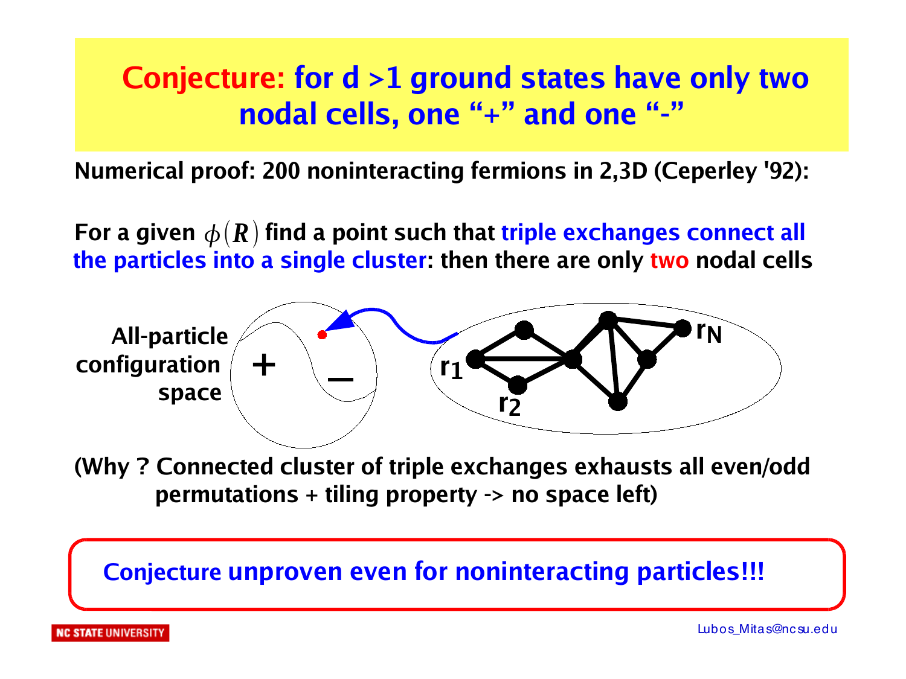# Conjecture: for d >1 ground states have only two nodal cells, one "+" and one "-"

**Numerical proof: 200 noninteracting fermions in 2,3D (Ceperley '92):**

**For a given $\phi(R)$ find a point such that triple exchanges connect all the particles into a single cluster: then there are only two nodal cells**

All-particle configuration space

$+$ $-$

$r_1$ $r_2$ $r_N$

**(Why ? Connected cluster of triple exchanges exhausts all even/odd permutations + tiling property -> no space left)**

**Conjecture unproven even for noninteracting particles!!!**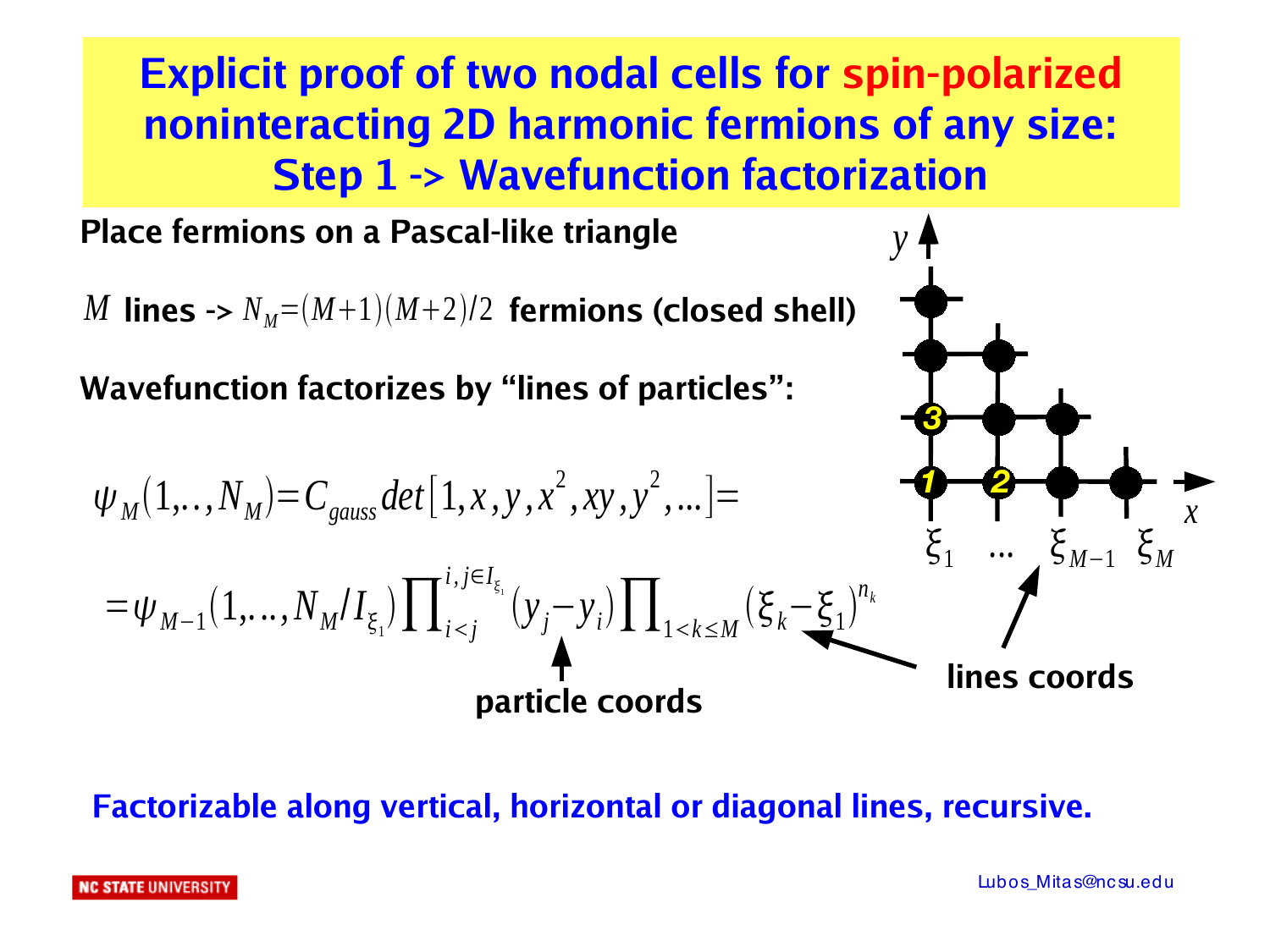# Explicit proof of two nodal cells for spin-polarized noninteracting 2D harmonic fermions of any size: Step 1 -> Wavefunction factorization

**Place fermions on a Pascal-like triangle**

$M$ **lines ->** $N_M=(M+1)(M+2)/2$ **fermions (closed shell)**

**Wavefunction factorizes by "lines of particles":**

$$\psi_M(1,..,N_M)=C_{gauss}\det[1,x,y,x^2,xy,y^2,...]=$$

$$=\psi_{M-1}(1,...,N_M/I_{\xi_1})\prod_{i<j}^{i,j\in I_{\xi_1}}(y_j-y_i)\prod_{1<k\le M}(\xi_k-\xi_1)^{n_k}$$

particle coords: $(y_j-y_i)$; lines coords: $(\xi_k-\xi_1)$, $\xi_1 \; ... \; \xi_{M-1} \; \xi_M$

**Factorizable along vertical, horizontal or diagonal lines, recursive.**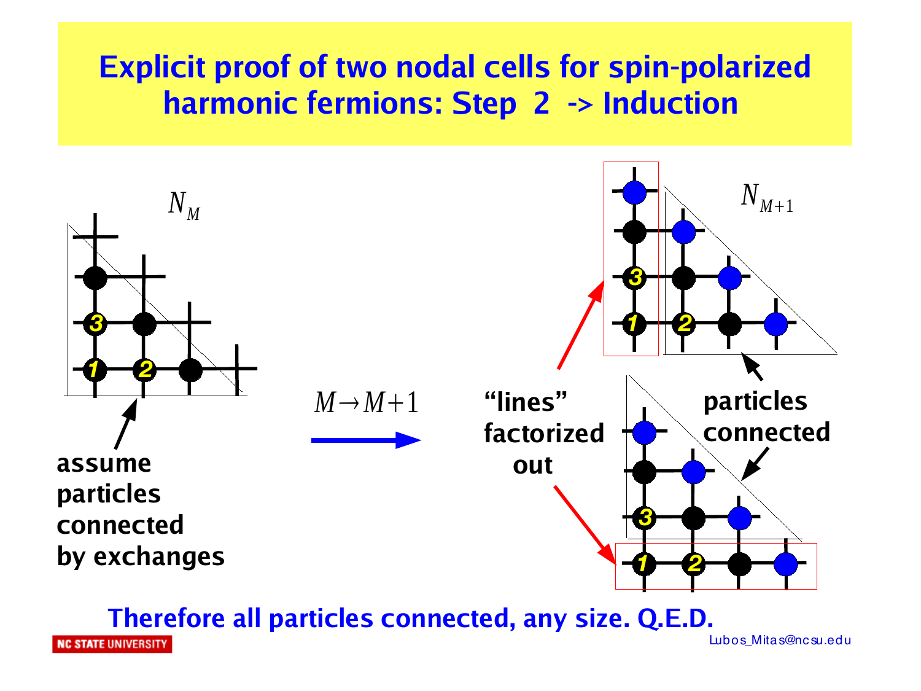# Explicit proof of two nodal cells for spin-polarized harmonic fermions: Step 2 -> Induction

$N_M$

assume particles connected by exchanges

$M \rightarrow M+1$

$N_{M+1}$

"lines" factorized out

particles connected

Therefore all particles connected, any size. Q.E.D.

Lubos_Mitas@ncsu.edu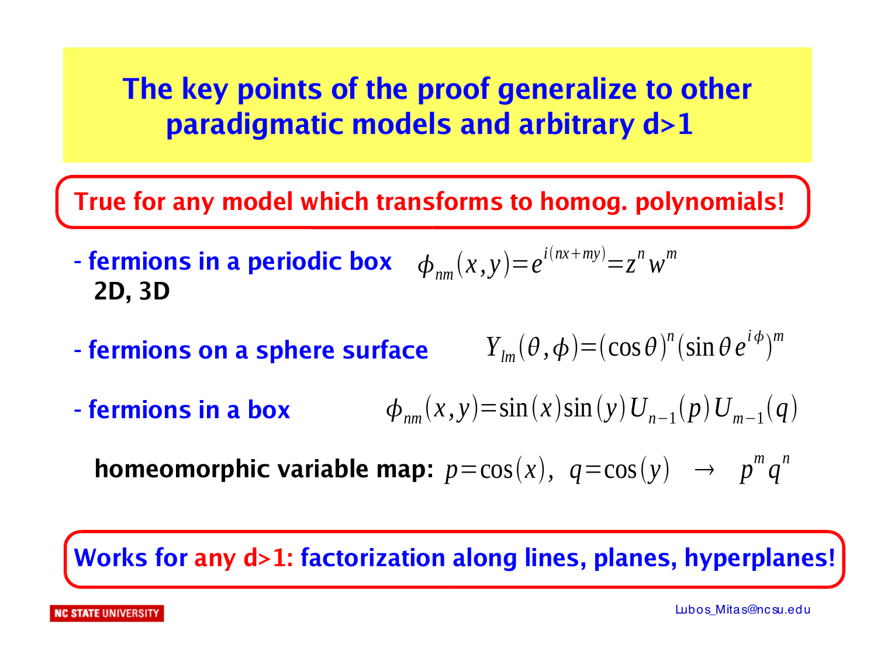# The key points of the proof generalize to other paradigmatic models and arbitrary d>1

**True for any model which transforms to homog. polynomials!**

- **fermions in a periodic box** $\phi_{nm}(x,y)=e^{i(nx+my)}=z^n w^m$
  **2D, 3D**

- **fermions on a sphere surface** $Y_{lm}(\theta,\phi)=(\cos\theta)^n(\sin\theta\, e^{i\phi})^m$

- **fermions in a box** $\phi_{nm}(x,y)=\sin(x)\sin(y)U_{n-1}(p)U_{m-1}(q)$

  **homeomorphic variable map:** $p=\cos(x),\ \ q=\cos(y) \quad \rightarrow \quad p^m q^n$

**Works for any d>1: factorization along lines, planes, hyperplanes!**

Lubos_Mitas@ncsu.edu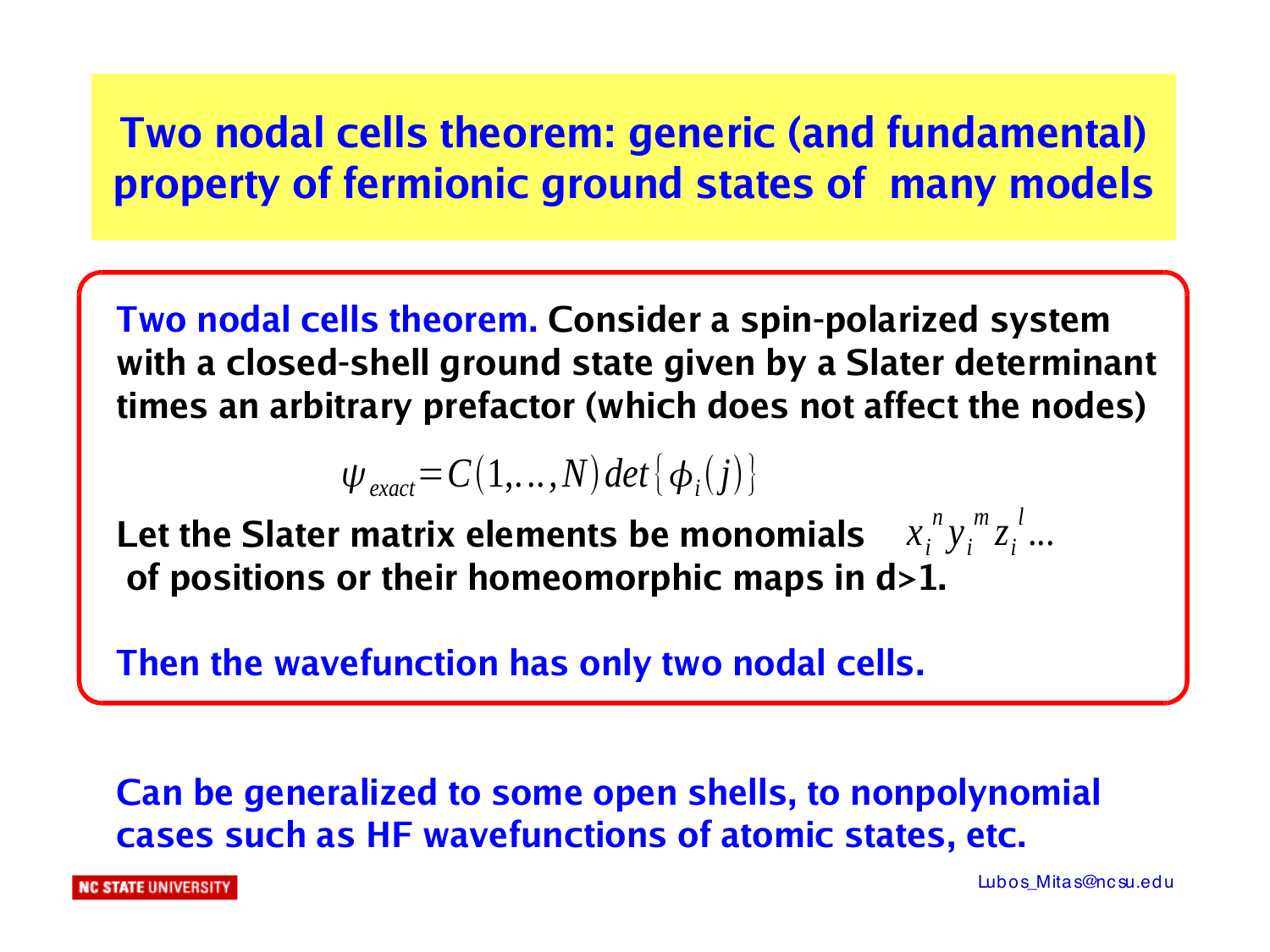# Two nodal cells theorem: generic (and fundamental) property of fermionic ground states of many models

**Two nodal cells theorem.** **Consider a spin-polarized system with a closed-shell ground state given by a Slater determinant times an arbitrary prefactor (which does not affect the nodes)**

$$\psi_{exact} = C(1,\ldots,N)\, det\{\phi_i(j)\}$$

**Let the Slater matrix elements be monomials** $x_i^n y_i^m z_i^l \ldots$ **of positions or their homeomorphic maps in d>1.**

**Then the wavefunction has only two nodal cells.**

**Can be generalized to some open shells, to nonpolynomial cases such as HF wavefunctions of atomic states, etc.**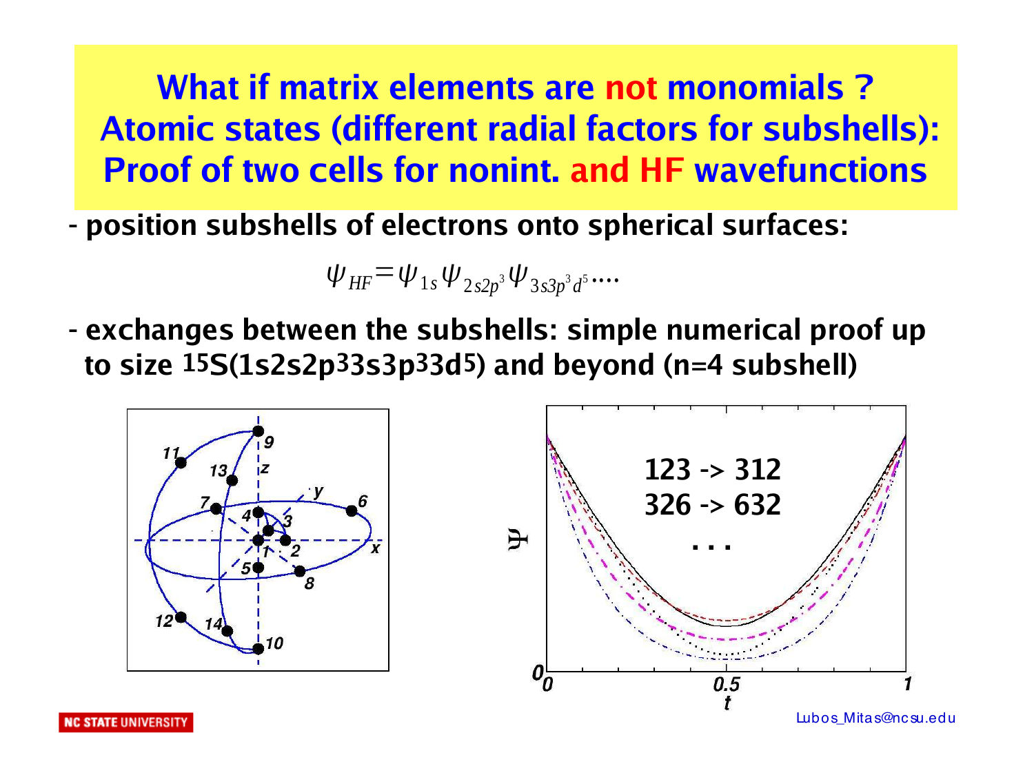# What if matrix elements are not monomials ? Atomic states (different radial factors for subshells): Proof of two cells for nonint. and HF wavefunctions

- **position subshells of electrons onto spherical surfaces:**

$$\psi_{HF} = \psi_{1s} \psi_{2s2p^3} \psi_{3s3p^3d^5} \dots$$

- **exchanges between the subshells: simple numerical proof up to size $^{15}S(1s2s2p^33s3p^33d^5)$ and beyond (n=4 subshell)**

123 -> 312
326 -> 632
...

Lubos_Mitas@ncsu.edu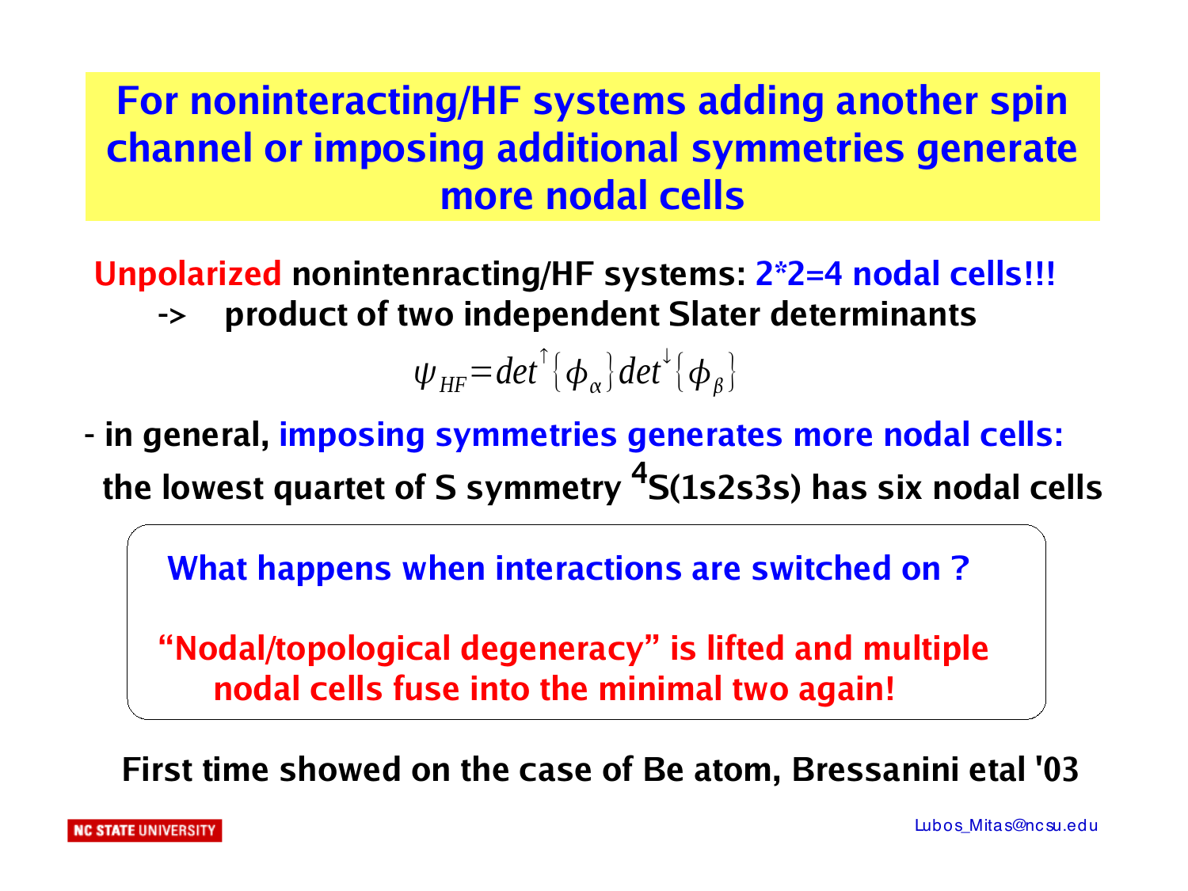# For noninteracting/HF systems adding another spin channel or imposing additional symmetries generate more nodal cells

**Unpolarized nonintenracting/HF systems: 2*2=4 nodal cells!!!**

**-> product of two independent Slater determinants**

$$\psi_{HF} = det^{\uparrow}\{\phi_{\alpha}\} det^{\downarrow}\{\phi_{\beta}\}$$

- **in general, imposing symmetries generates more nodal cells: the lowest quartet of S symmetry $^4$S(1s2s3s) has six nodal cells**

**What happens when interactions are switched on ?**

**"Nodal/topological degeneracy" is lifted and multiple nodal cells fuse into the minimal two again!**

**First time showed on the case of Be atom, Bressanini etal '03**

Lubos_Mitas@ncsu.edu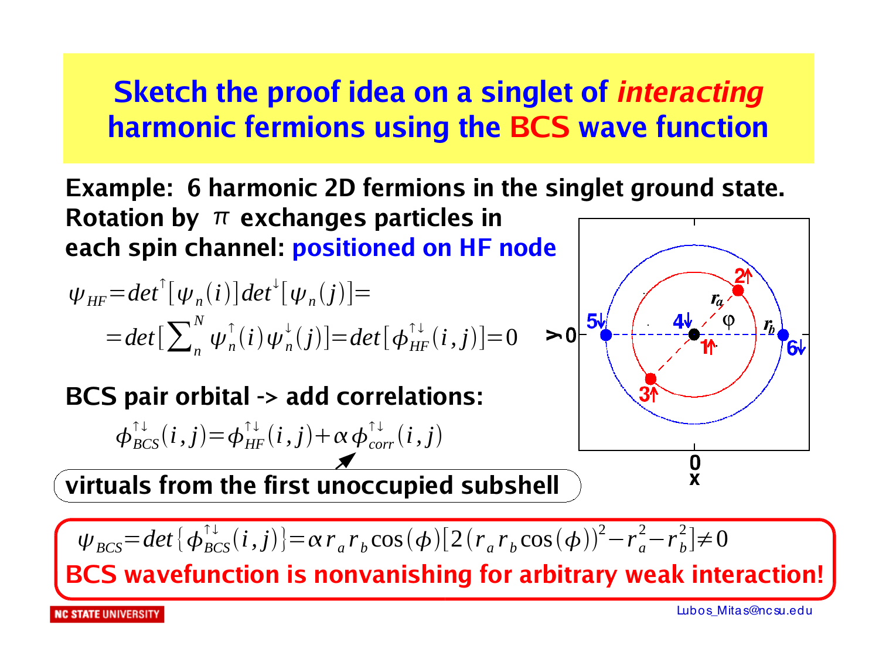# Sketch the proof idea on a singlet of *interacting* harmonic fermions using the BCS wave function

**Example: 6 harmonic 2D fermions in the singlet ground state. Rotation by $\pi$ exchanges particles in each spin channel: positioned on HF node**

$$\psi_{HF} = det^{\uparrow}[\psi_n(i)] det^{\downarrow}[\psi_n(j)] =$$

$$= det[\sum_n^N \psi_n^{\uparrow}(i)\psi_n^{\downarrow}(j)] = det[\phi_{HF}^{\uparrow\downarrow}(i,j)] = 0$$

**BCS pair orbital -> add correlations:**

$$\phi_{BCS}^{\uparrow\downarrow}(i,j) = \phi_{HF}^{\uparrow\downarrow}(i,j) + \alpha \phi_{corr}^{\uparrow\downarrow}(i,j)$$

**virtuals from the first unoccupied subshell**

$$\psi_{BCS} = det\{\phi_{BCS}^{\uparrow\downarrow}(i,j)\} = \alpha r_a r_b \cos(\phi)[2(r_a r_b \cos(\phi))^2 - r_a^2 - r_b^2] \neq 0$$

**BCS wavefunction is nonvanishing for arbitrary weak interaction!**

Lubos_Mitas@ncsu.edu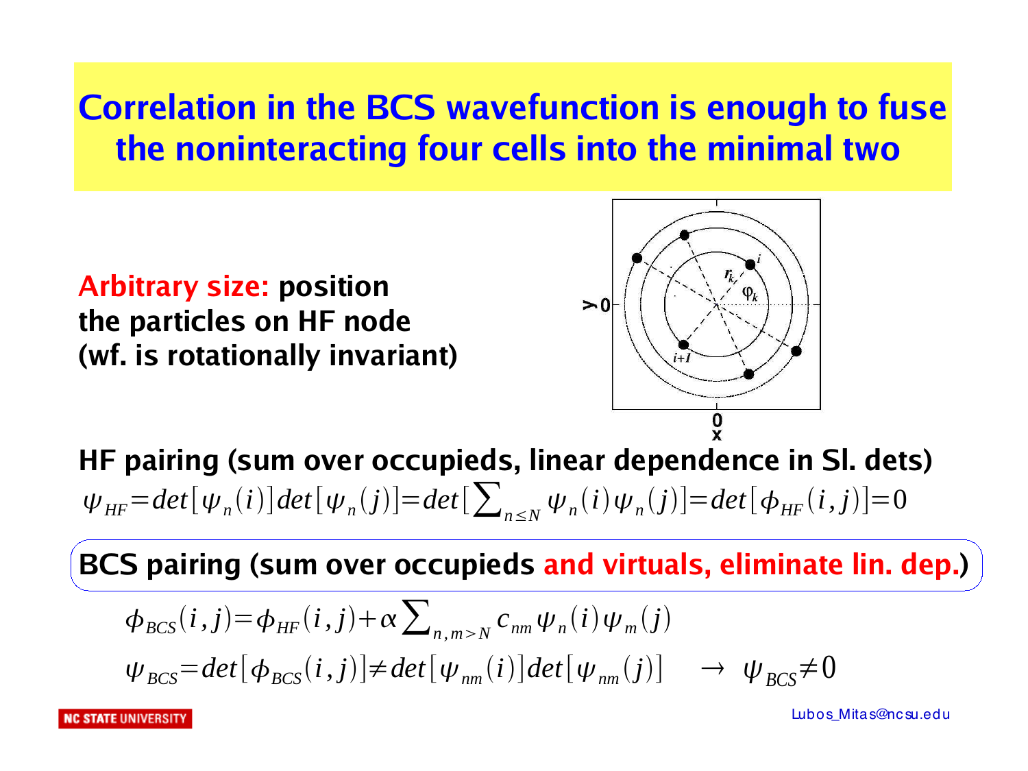# Correlation in the BCS wavefunction is enough to fuse the noninteracting four cells into the minimal two

**Arbitrary size:** **position the particles on HF node (wf. is rotationally invariant)**

**HF pairing (sum over occupieds, linear dependence in Sl. dets)**

$$\psi_{HF}=det[\psi_n(i)]det[\psi_n(j)]=det[\sum_{n\le N}\psi_n(i)\psi_n(j)]=det[\phi_{HF}(i,j)]=0$$

**BCS pairing (sum over occupieds and virtuals, eliminate lin. dep.)**

$$\phi_{BCS}(i,j)=\phi_{HF}(i,j)+\alpha\sum_{n,m>N}c_{nm}\psi_n(i)\psi_m(j)$$

$$\psi_{BCS}=det[\phi_{BCS}(i,j)]\neq det[\psi_{nm}(i)]det[\psi_{nm}(j)] \quad \rightarrow \quad \psi_{BCS}\neq 0$$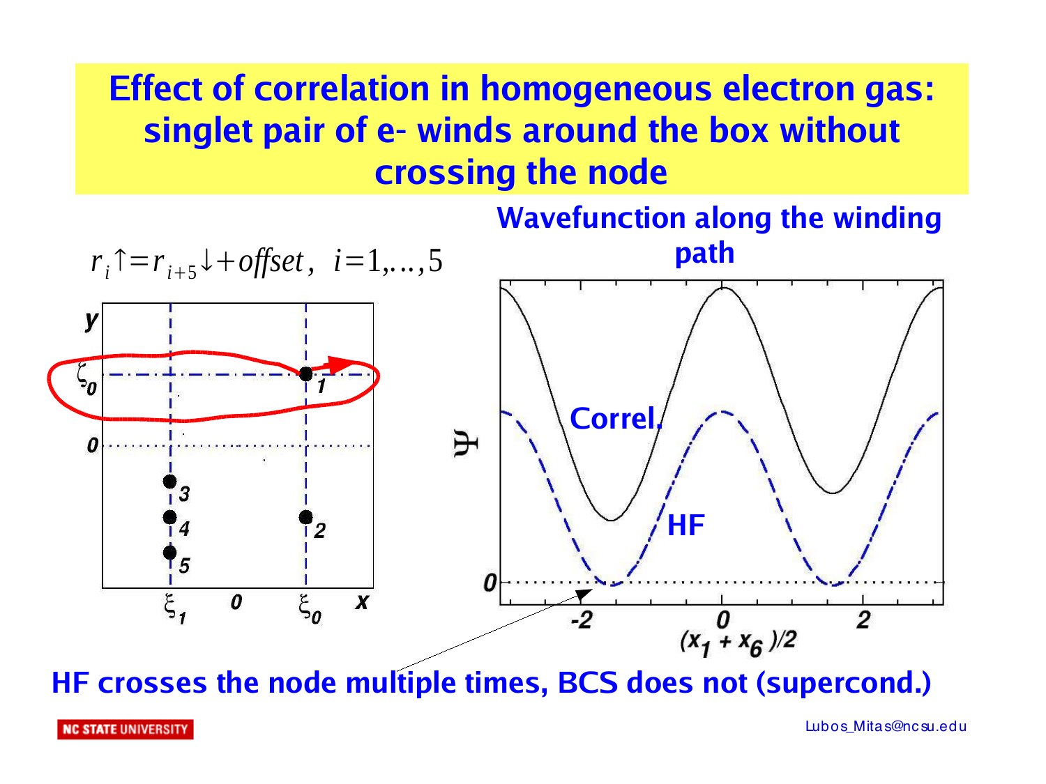# Effect of correlation in homogeneous electron gas: singlet pair of e- winds around the box without crossing the node

$$r_i\uparrow = r_{i+5}\downarrow + offset, \;\; i=1,\ldots,5$$

**Wavefunction along the winding path**

HF crosses the node multiple times, BCS does not (supercond.)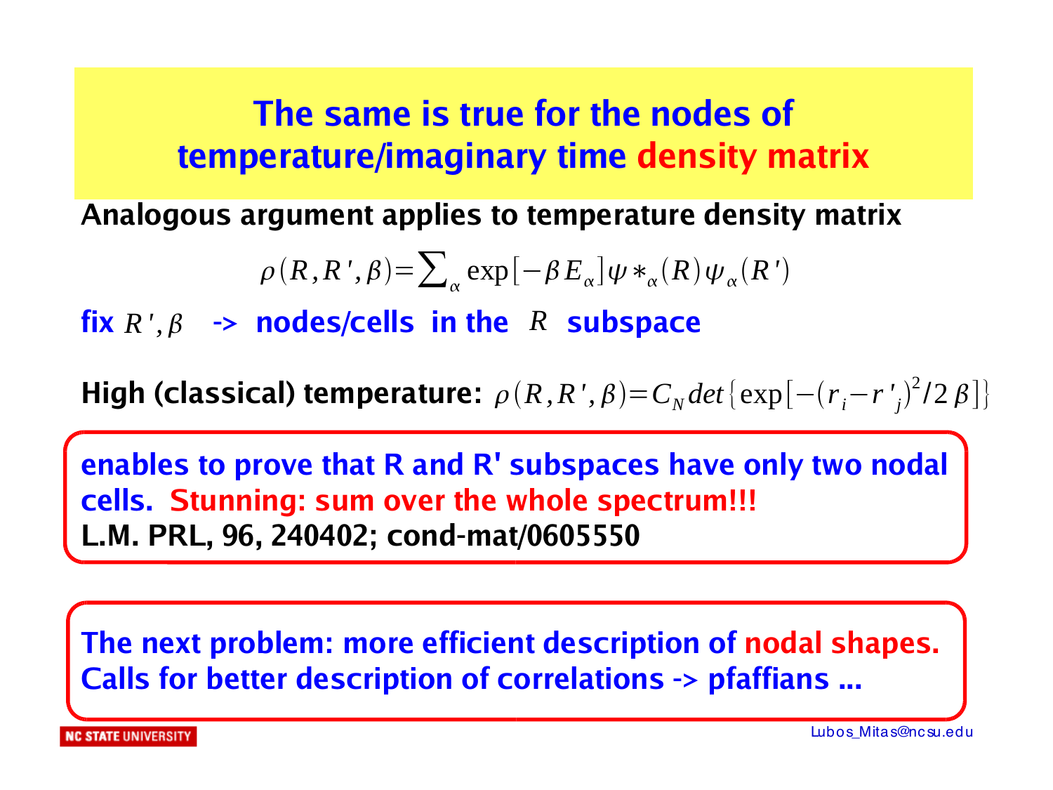# The same is true for the nodes of temperature/imaginary time density matrix

**Analogous argument applies to temperature density matrix**

$$\rho(R, R', \beta) = \sum_{\alpha} \exp[-\beta E_{\alpha}] \psi *_{\alpha}(R) \psi_{\alpha}(R')$$

**fix $R', \beta$ -> nodes/cells in the $R$ subspace**

**High (classical) temperature:** $\rho(R, R', \beta) = C_N det\{\exp[-(r_i - r'_j)^2 / 2\beta]\}$

**enables to prove that R and R' subspaces have only two nodal cells. Stunning: sum over the whole spectrum!!!**
**L.M. PRL, 96, 240402; cond-mat/0605550**

**The next problem: more efficient description of nodal shapes. Calls for better description of correlations -> pfaffians ...**

Lubos_Mitas@ncsu.edu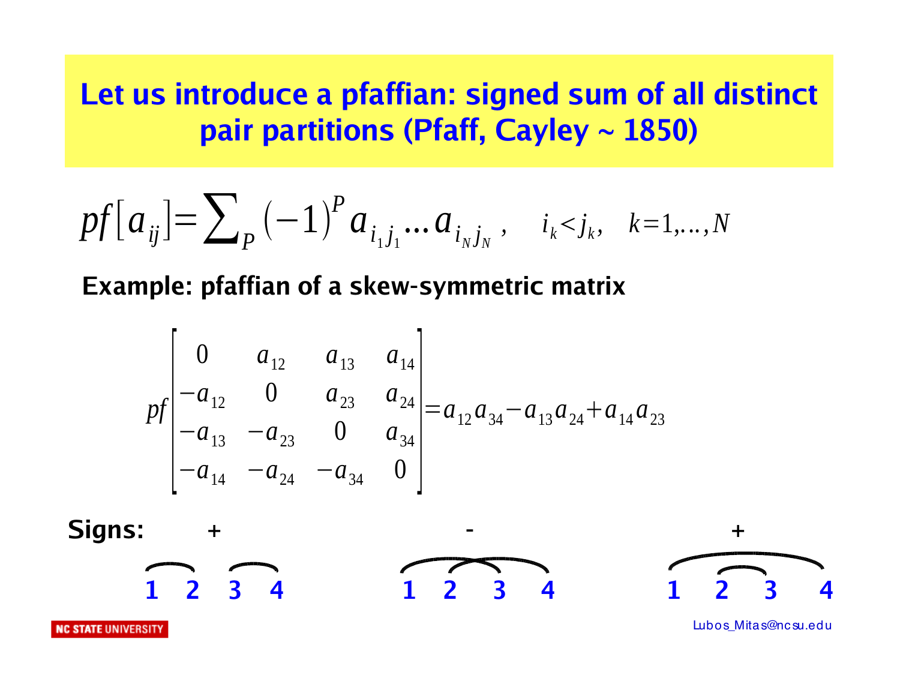# Let us introduce a pfaffian: signed sum of all distinct pair partitions (Pfaff, Cayley ~ 1850)

$$pf[a_{ij}] = \sum_P (-1)^P a_{i_1 j_1} \ldots a_{i_N j_N}, \quad i_k < j_k, \quad k = 1, \ldots, N$$

**Example: pfaffian of a skew-symmetric matrix**

$$pf \begin{bmatrix} 0 & a_{12} & a_{13} & a_{14} \\ -a_{12} & 0 & a_{23} & a_{24} \\ -a_{13} & -a_{23} & 0 & a_{34} \\ -a_{14} & -a_{24} & -a_{34} & 0 \end{bmatrix} = a_{12}a_{34} - a_{13}a_{24} + a_{14}a_{23}$$

**Signs:**

| + | - | + |
|---|---|---|
| 1 2 3 4 | 1 2 3 4 | 1 2 3 4 |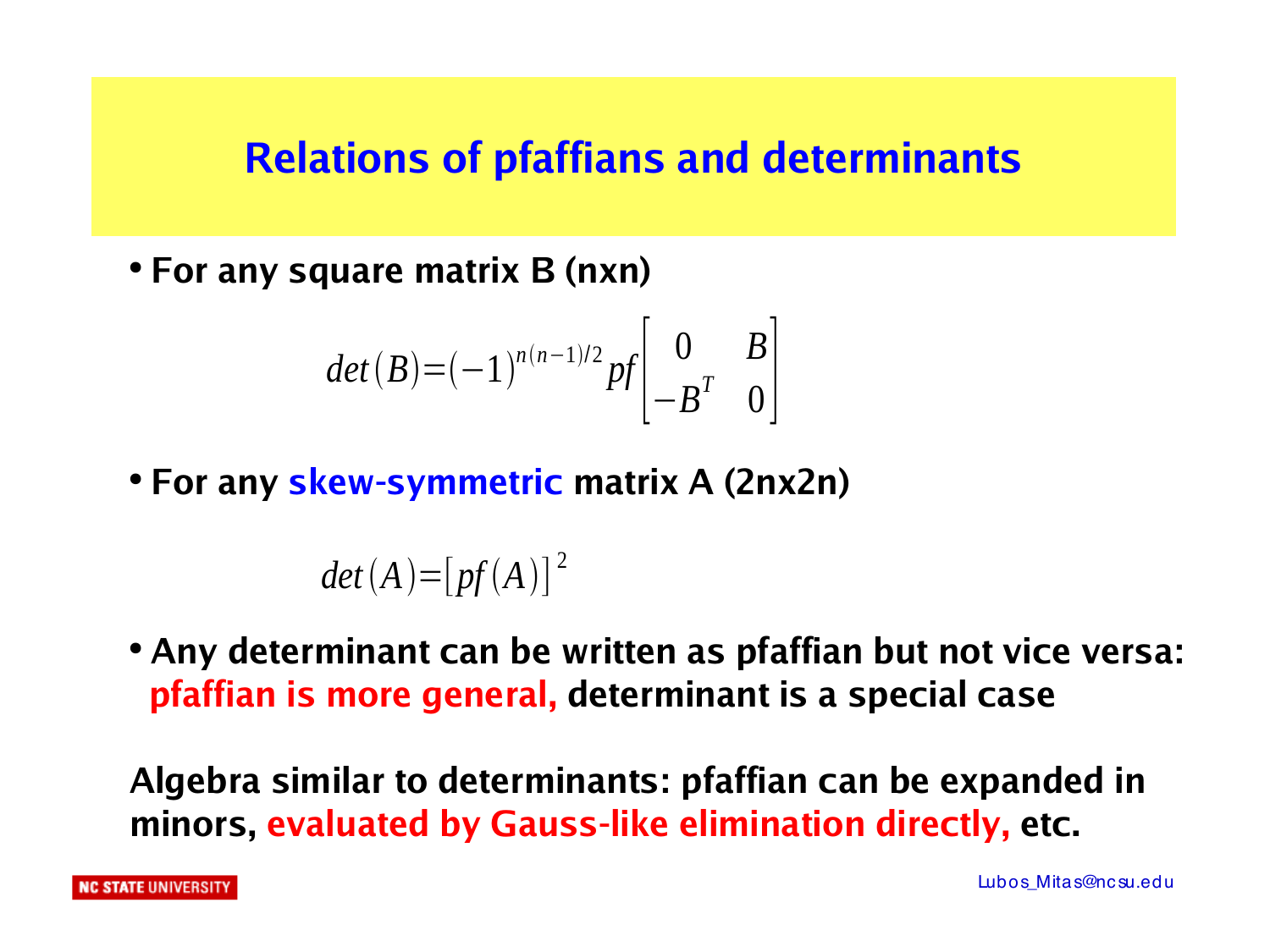# Relations of pfaffians and determinants

- **For any square matrix B (nxn)**

$$det(B) = (-1)^{n(n-1)/2} pf \begin{bmatrix} 0 & B \\ -B^T & 0 \end{bmatrix}$$

- **For any skew-symmetric matrix A (2nx2n)**

$$det(A) = [pf(A)]^2$$

- **Any determinant can be written as pfaffian but not vice versa: pfaffian is more general, determinant is a special case**

**Algebra similar to determinants: pfaffian can be expanded in minors, evaluated by Gauss-like elimination directly, etc.**

Lubos_Mitas@ncsu.edu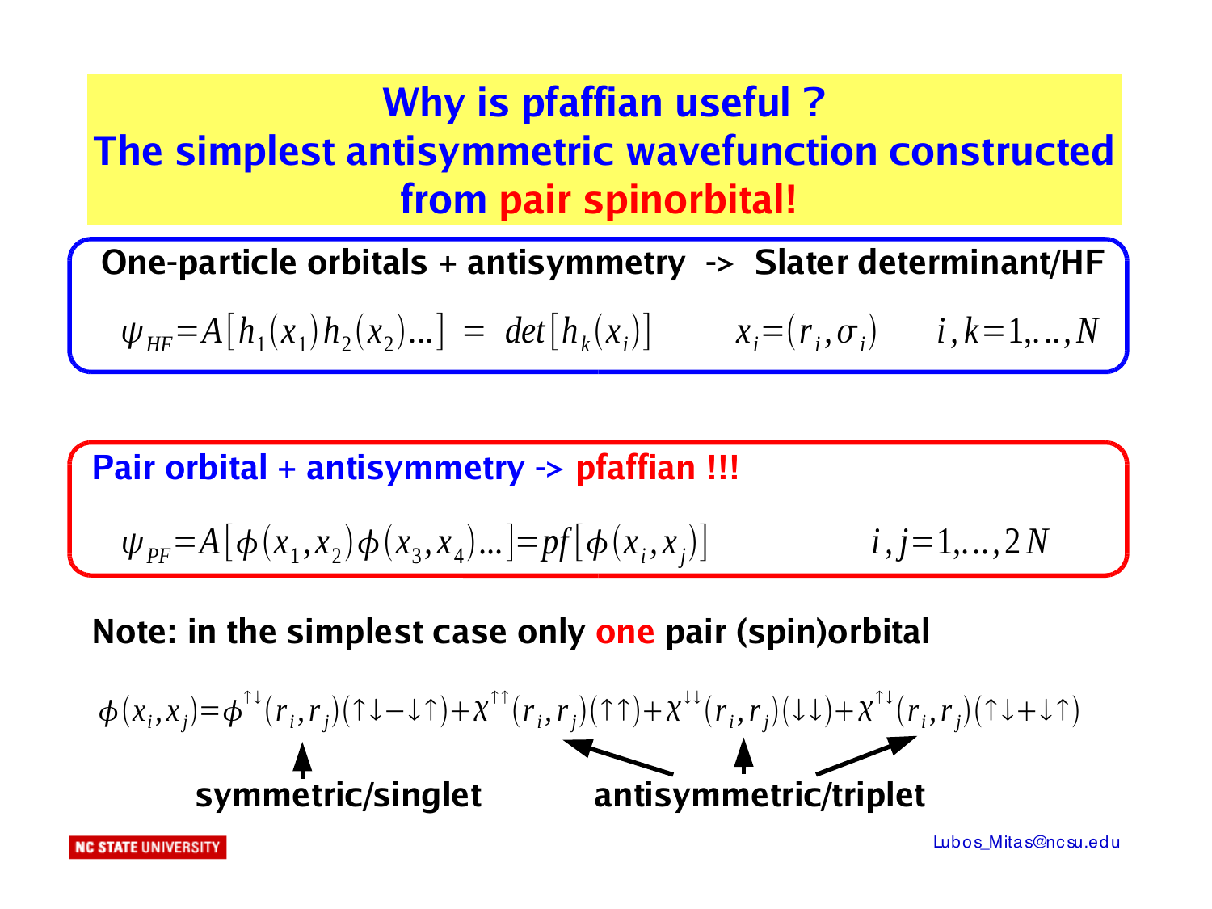# Why is pfaffian useful ?
# The simplest antisymmetric wavefunction constructed from pair spinorbital!

**One-particle orbitals + antisymmetry -> Slater determinant/HF**

$$\psi_{HF}=A[h_1(x_1)h_2(x_2)...] = det[h_k(x_i)] \qquad x_i=(r_i,\sigma_i) \qquad i,k=1,...,N$$

**Pair orbital + antisymmetry -> pfaffian !!!**

$$\psi_{PF}=A[\phi(x_1,x_2)\phi(x_3,x_4)...]=pf[\phi(x_i,x_j)] \qquad i,j=1,...,2N$$

**Note: in the simplest case only one pair (spin)orbital**

$$\phi(x_i,x_j)=\phi^{\uparrow\downarrow}(r_i,r_j)(\uparrow\downarrow-\downarrow\uparrow)+\chi^{\uparrow\uparrow}(r_i,r_j)(\uparrow\uparrow)+\chi^{\downarrow\downarrow}(r_i,r_j)(\downarrow\downarrow)+\chi^{\uparrow\downarrow}(r_i,r_j)(\uparrow\downarrow+\downarrow\uparrow)$$

**symmetric/singlet** — **antisymmetric/triplet**

Lubos_Mitas@ncsu.edu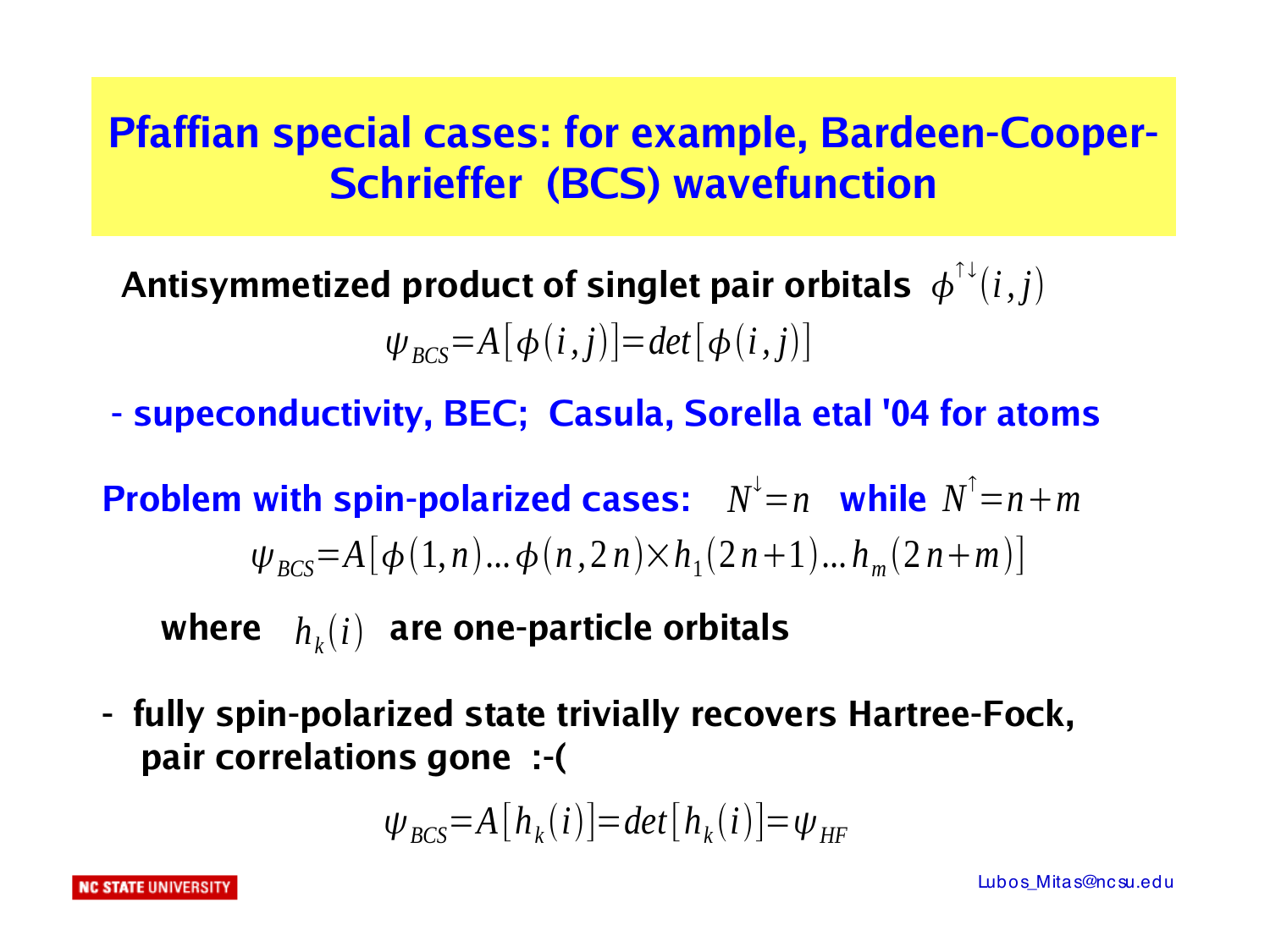# Pfaffian special cases: for example, Bardeen-Cooper-Schrieffer (BCS) wavefunction

**Antisymmetized product of singlet pair orbitals** $\phi^{\uparrow\downarrow}(i,j)$

$$\psi_{BCS}=A[\phi(i,j)]=det[\phi(i,j)]$$

**- supeconductivity, BEC; Casula, Sorella etal '04 for atoms**

**Problem with spin-polarized cases:** $N^{\downarrow}=n$ **while** $N^{\uparrow}=n+m$

$$\psi_{BCS}=A[\phi(1,n)...\phi(n,2n)\times h_1(2n+1)...h_m(2n+m)]$$

**where** $h_k(i)$ **are one-particle orbitals**

**- fully spin-polarized state trivially recovers Hartree-Fock, pair correlations gone :-(**

$$\psi_{BCS}=A[h_k(i)]=det[h_k(i)]=\psi_{HF}$$

Lubos_Mitas@ncsu.edu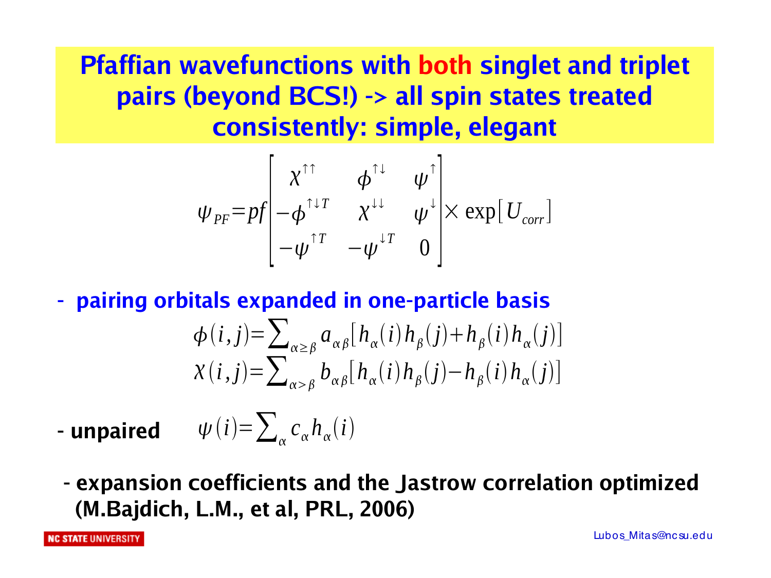# Pfaffian wavefunctions with both singlet and triplet pairs (beyond BCS!) -> all spin states treated consistently: simple, elegant

$$\psi_{PF} = pf \begin{bmatrix} \chi^{\uparrow\uparrow} & \phi^{\uparrow\downarrow} & \psi^{\uparrow} \\ -\phi^{\uparrow\downarrow T} & \chi^{\downarrow\downarrow} & \psi^{\downarrow} \\ -\psi^{\uparrow T} & -\psi^{\downarrow T} & 0 \end{bmatrix} \times \exp[U_{corr}]$$

- **pairing orbitals expanded in one-particle basis**

$$\phi(i,j) = \sum_{\alpha \geq \beta} a_{\alpha\beta} [h_\alpha(i) h_\beta(j) + h_\beta(i) h_\alpha(j)]$$
$$\chi(i,j) = \sum_{\alpha > \beta} b_{\alpha\beta} [h_\alpha(i) h_\beta(j) - h_\beta(i) h_\alpha(j)]$$

- **unpaired** $\quad \psi(i) = \sum_\alpha c_\alpha h_\alpha(i)$

- **expansion coefficients and the Jastrow correlation optimized (M.Bajdich, L.M., et al, PRL, 2006)**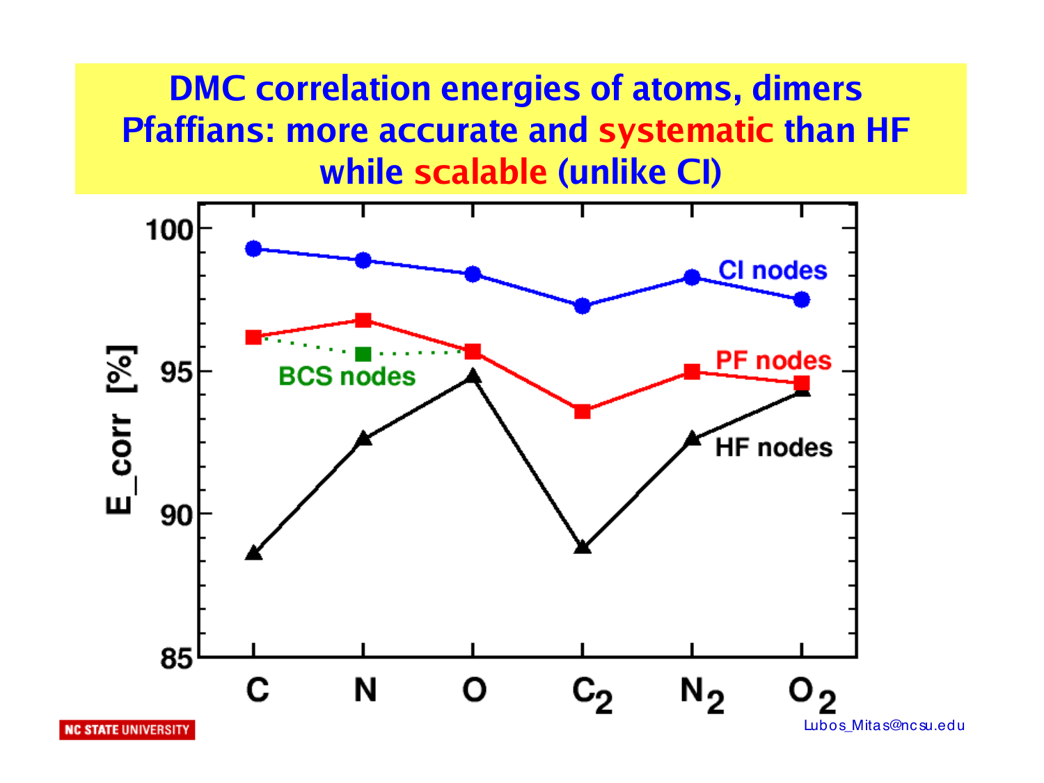# DMC correlation energies of atoms, dimers Pfaffians: more accurate and systematic than HF while scalable (unlike CI)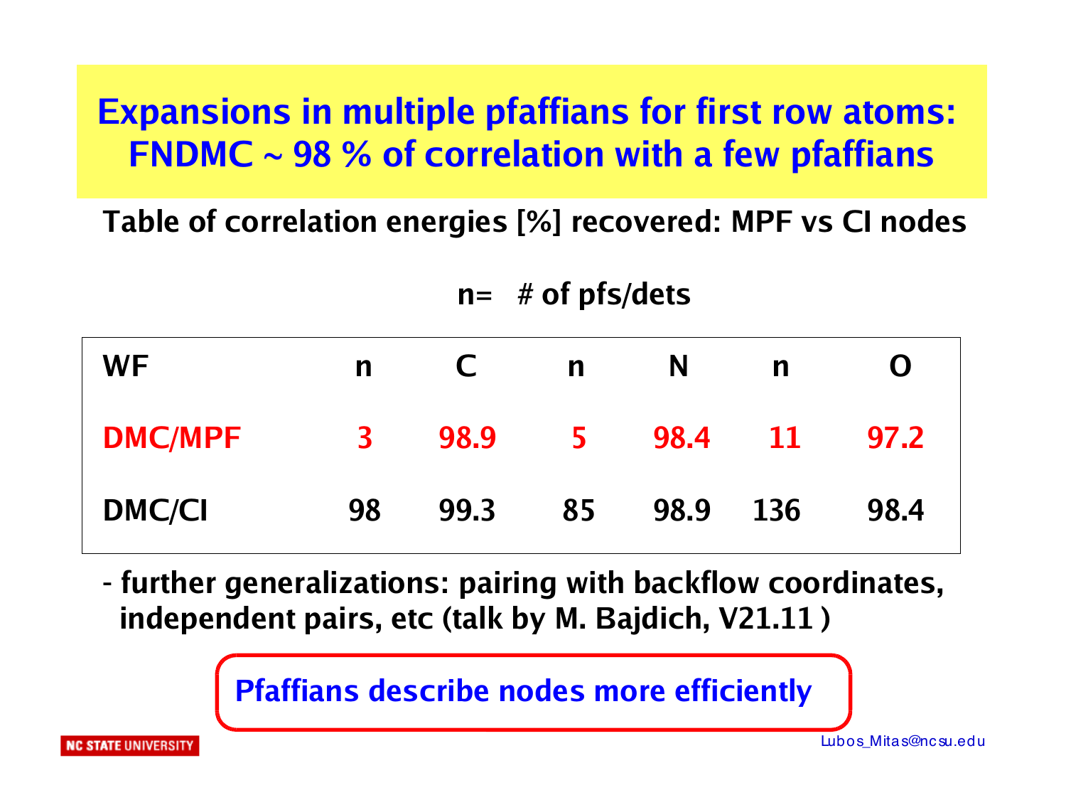# Expansions in multiple pfaffians for first row atoms: FNDMC ~ 98 % of correlation with a few pfaffians

**Table of correlation energies [%] recovered: MPF vs CI nodes**

**n= # of pfs/dets**

| WF | n | C | n | N | n | O |
|---|---|---|---|---|---|---|
| DMC/MPF | 3 | 98.9 | 5 | 98.4 | 11 | 97.2 |
| DMC/CI | 98 | 99.3 | 85 | 98.9 | 136 | 98.4 |

- further generalizations: pairing with backflow coordinates, independent pairs, etc (talk by M. Bajdich, V21.11 )

**Pfaffians describe nodes more efficiently**

Lubos_Mitas@ncsu.edu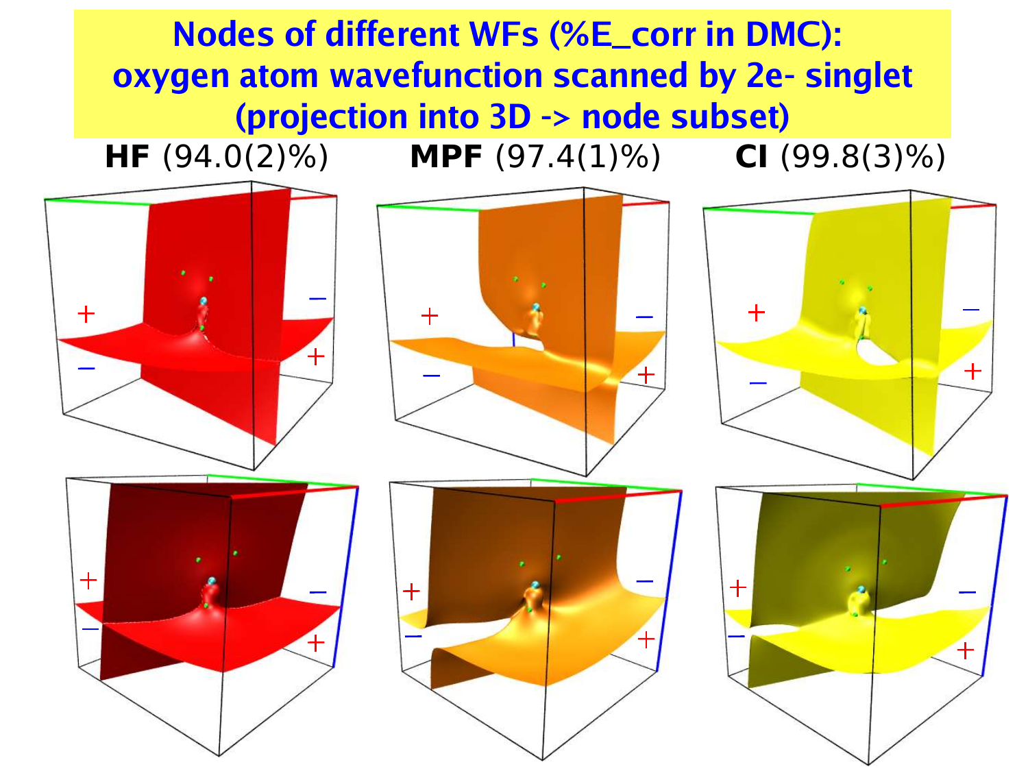# Nodes of different WFs (%E_corr in DMC): oxygen atom wavefunction scanned by 2e- singlet (projection into 3D -> node subset)

**HF** (94.0(2)%) **MPF** (97.4(1)%) **CI** (99.8(3)%)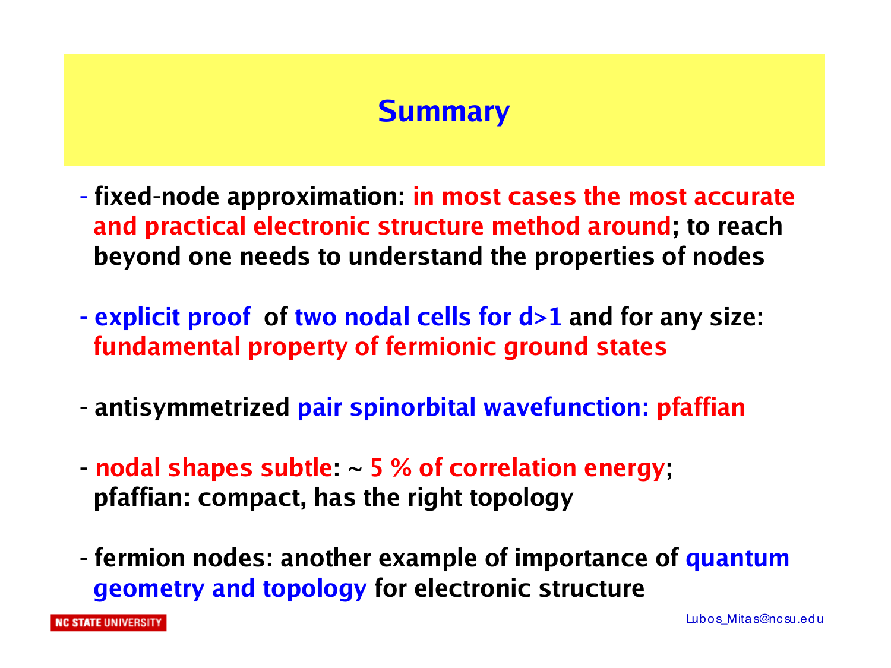# Summary

- fixed-node approximation: in most cases the most accurate and practical electronic structure method around; to reach beyond one needs to understand the properties of nodes

- explicit proof of two nodal cells for d>1 and for any size: fundamental property of fermionic ground states

- antisymmetrized pair spinorbital wavefunction: pfaffian

- nodal shapes subtle: ~ 5 % of correlation energy; pfaffian: compact, has the right topology

- fermion nodes: another example of importance of quantum geometry and topology for electronic structure

NC STATE UNIVERSITY

Lubos_Mitas@ncsu.edu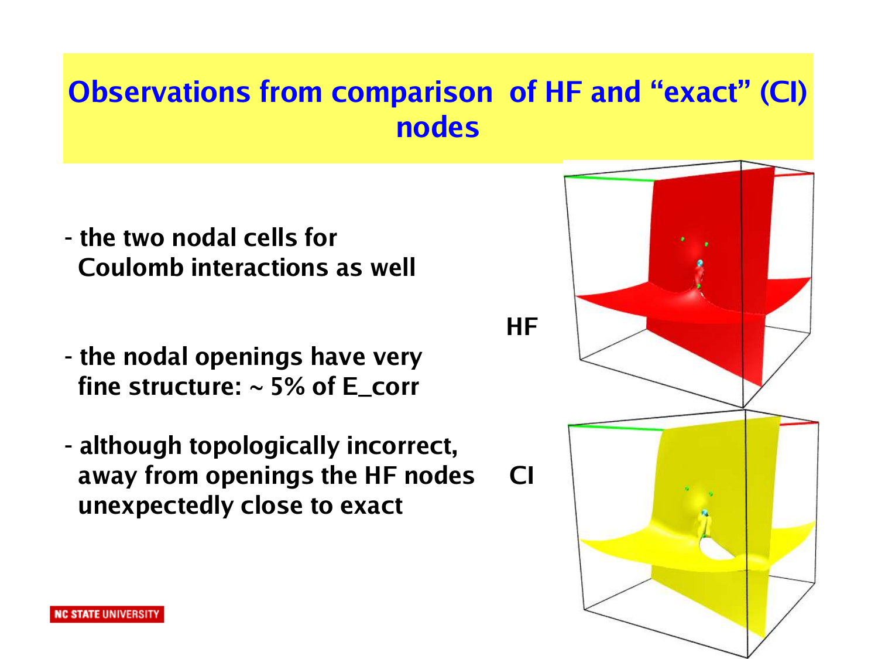# Observations from comparison of HF and "exact" (CI) nodes

- the two nodal cells for Coulomb interactions as well

- the nodal openings have very fine structure: ~ 5% of E_corr

- although topologically incorrect, away from openings the HF nodes unexpectedly close to exact

HF

CI